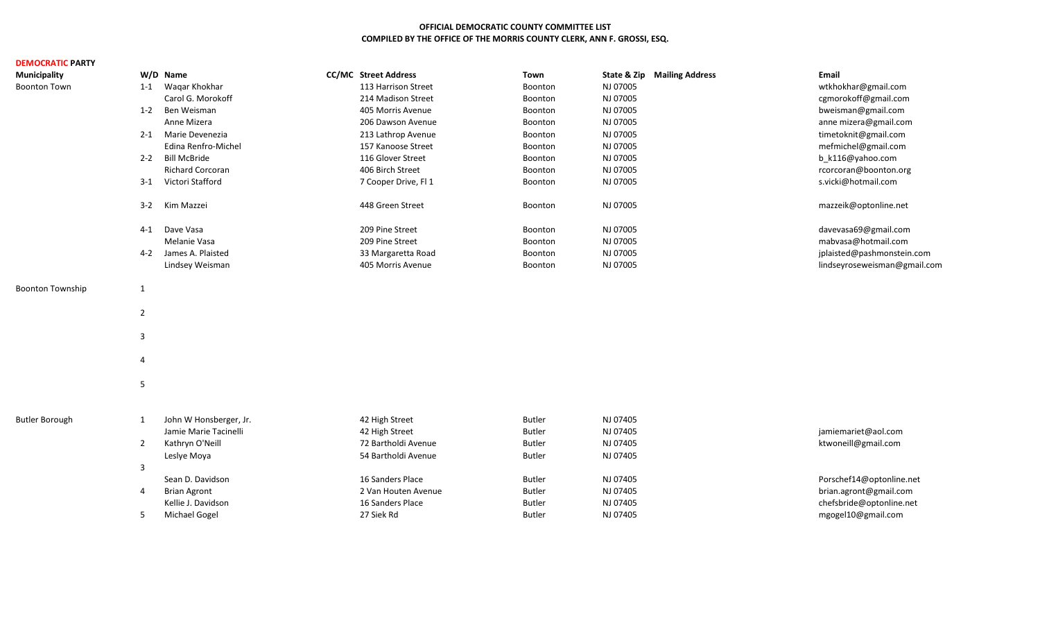**OFFICIAL DEMOCRATIC COUNTY COMMITTEE LIST**
**COMPILED BY THE OFFICE OF THE MORRIS COUNTY CLERK, ANN F. GROSSI, ESQ.**

**DEMOCRATIC PARTY**

| Municipality | W/D | Name | CC/MC | Street Address | Town | State & Zip | Mailing Address | Email |
|---|---|---|---|---|---|---|---|---|
| Boonton Town | 1-1 | Waqar Khokhar | | 113 Harrison Street | Boonton | NJ 07005 | | wtkhokhar@gmail.com |
| | | Carol G. Morokoff | | 214 Madison Street | Boonton | NJ 07005 | | cgmorokoff@gmail.com |
| | 1-2 | Ben Weisman | | 405 Morris Avenue | Boonton | NJ 07005 | | bweisman@gmail.com |
| | | Anne Mizera | | 206 Dawson Avenue | Boonton | NJ 07005 | | anne mizera@gmail.com |
| | 2-1 | Marie Devenezia | | 213 Lathrop Avenue | Boonton | NJ 07005 | | timetoknit@gmail.com |
| | | Edina Renfro-Michel | | 157 Kanoose Street | Boonton | NJ 07005 | | mefmichel@gmail.com |
| | 2-2 | Bill McBride | | 116 Glover Street | Boonton | NJ 07005 | | b_k116@yahoo.com |
| | | Richard Corcoran | | 406 Birch Street | Boonton | NJ 07005 | | rcorcoran@boonton.org |
| | 3-1 | Victori Stafford | | 7 Cooper Drive, Fl 1 | Boonton | NJ 07005 | | s.vicki@hotmail.com |
| | 3-2 | Kim Mazzei | | 448 Green Street | Boonton | NJ 07005 | | mazzeik@optonline.net |
| | 4-1 | Dave Vasa | | 209 Pine Street | Boonton | NJ 07005 | | davevasa69@gmail.com |
| | | Melanie Vasa | | 209 Pine Street | Boonton | NJ 07005 | | mabvasa@hotmail.com |
| | 4-2 | James A. Plaisted | | 33 Margaretta Road | Boonton | NJ 07005 | | jplaisted@pashmonstein.com |
| | | Lindsey Weisman | | 405 Morris Avenue | Boonton | NJ 07005 | | lindseyroseweisman@gmail.com |
| Boonton Township | 1 | | | | | | | |
| | 2 | | | | | | | |
| | 3 | | | | | | | |
| | 4 | | | | | | | |
| | 5 | | | | | | | |
| Butler Borough | 1 | John W Honsberger, Jr. | | 42 High Street | Butler | NJ 07405 | | |
| | | Jamie Marie Tacinelli | | 42 High Street | Butler | NJ 07405 | | jamiemariet@aol.com |
| | 2 | Kathryn O'Neill | | 72 Bartholdi Avenue | Butler | NJ 07405 | | ktwoneill@gmail.com |
| | | Leslye Moya | | 54 Bartholdi Avenue | Butler | NJ 07405 | | |
| | 3 | | | | | | | |
| | | Sean D. Davidson | | 16 Sanders Place | Butler | NJ 07405 | | Porschef14@optonline.net |
| | 4 | Brian Agront | | 2 Van Houten Avenue | Butler | NJ 07405 | | brian.agront@gmail.com |
| | | Kellie J. Davidson | | 16 Sanders Place | Butler | NJ 07405 | | chefsbride@optonline.net |
| | 5 | Michael Gogel | | 27 Siek Rd | Butler | NJ 07405 | | mgogel10@gmail.com |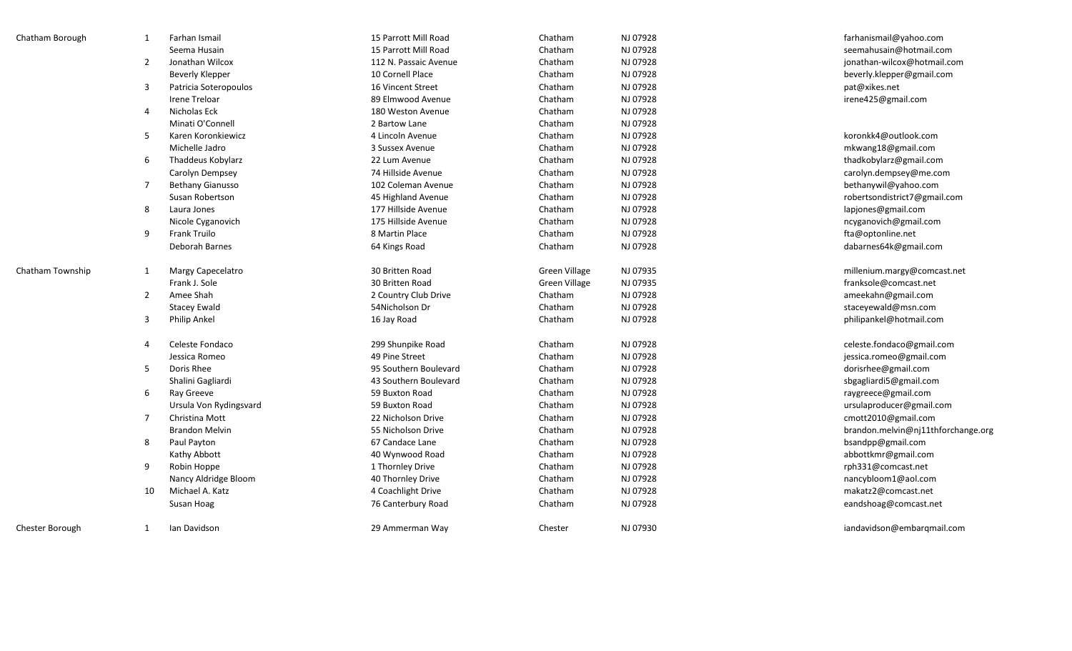| | | | | | | |
|---|---|---|---|---|---|---|
| Chatham Borough | 1 | Farhan Ismail | 15 Parrott Mill Road | Chatham | NJ 07928 | farhanismail@yahoo.com |
| | | Seema Husain | 15 Parrott Mill Road | Chatham | NJ 07928 | seemahusain@hotmail.com |
| | 2 | Jonathan Wilcox | 112 N. Passaic Avenue | Chatham | NJ 07928 | jonathan-wilcox@hotmail.com |
| | | Beverly Klepper | 10 Cornell Place | Chatham | NJ 07928 | beverly.klepper@gmail.com |
| | 3 | Patricia Soteropoulos | 16 Vincent Street | Chatham | NJ 07928 | pat@xikes.net |
| | | Irene Treloar | 89 Elmwood Avenue | Chatham | NJ 07928 | irene425@gmail.com |
| | 4 | Nicholas Eck | 180 Weston Avenue | Chatham | NJ 07928 | |
| | | Minati O'Connell | 2 Bartow Lane | Chatham | NJ 07928 | |
| | 5 | Karen Koronkiewicz | 4 Lincoln Avenue | Chatham | NJ 07928 | koronkk4@outlook.com |
| | | Michelle Jadro | 3 Sussex Avenue | Chatham | NJ 07928 | mkwang18@gmail.com |
| | 6 | Thaddeus Kobylarz | 22 Lum Avenue | Chatham | NJ 07928 | thadkobylarz@gmail.com |
| | | Carolyn Dempsey | 74 Hillside Avenue | Chatham | NJ 07928 | carolyn.dempsey@me.com |
| | 7 | Bethany Gianusso | 102 Coleman Avenue | Chatham | NJ 07928 | bethanywil@yahoo.com |
| | | Susan Robertson | 45 Highland Avenue | Chatham | NJ 07928 | robertsondistrict7@gmail.com |
| | 8 | Laura Jones | 177 Hillside Avenue | Chatham | NJ 07928 | lapjones@gmail.com |
| | | Nicole Cyganovich | 175 Hillside Avenue | Chatham | NJ 07928 | ncyganovich@gmail.com |
| | 9 | Frank Truilo | 8 Martin Place | Chatham | NJ 07928 | fta@optonline.net |
| | | Deborah Barnes | 64 Kings Road | Chatham | NJ 07928 | dabarnes64k@gmail.com |
| Chatham Township | 1 | Margy Capecelatro | 30 Britten Road | Green Village | NJ 07935 | millenium.margy@comcast.net |
| | | Frank J. Sole | 30 Britten Road | Green Village | NJ 07935 | franksole@comcast.net |
| | 2 | Amee Shah | 2 Country Club Drive | Chatham | NJ 07928 | ameekahn@gmail.com |
| | | Stacey Ewald | 54Nicholson Dr | Chatham | NJ 07928 | staceyewald@msn.com |
| | 3 | Philip Ankel | 16 Jay Road | Chatham | NJ 07928 | philipankel@hotmail.com |
| | 4 | Celeste Fondaco | 299 Shunpike Road | Chatham | NJ 07928 | celeste.fondaco@gmail.com |
| | | Jessica Romeo | 49 Pine Street | Chatham | NJ 07928 | jessica.romeo@gmail.com |
| | 5 | Doris Rhee | 95 Southern Boulevard | Chatham | NJ 07928 | dorisrhee@gmail.com |
| | | Shalini Gagliardi | 43 Southern Boulevard | Chatham | NJ 07928 | sbgagliardi5@gmail.com |
| | 6 | Ray Greeve | 59 Buxton Road | Chatham | NJ 07928 | raygreece@gmail.com |
| | | Ursula Von Rydingsvard | 59 Buxton Road | Chatham | NJ 07928 | ursulaproducer@gmail.com |
| | 7 | Christina Mott | 22 Nicholson Drive | Chatham | NJ 07928 | cmott2010@gmail.com |
| | | Brandon Melvin | 55 Nicholson Drive | Chatham | NJ 07928 | brandon.melvin@nj11thforchange.org |
| | 8 | Paul Payton | 67 Candace Lane | Chatham | NJ 07928 | bsandpp@gmail.com |
| | | Kathy Abbott | 40 Wynwood Road | Chatham | NJ 07928 | abbottkmr@gmail.com |
| | 9 | Robin Hoppe | 1 Thornley Drive | Chatham | NJ 07928 | rph331@comcast.net |
| | | Nancy Aldridge Bloom | 40 Thornley Drive | Chatham | NJ 07928 | nancybloom1@aol.com |
| | 10 | Michael A. Katz | 4 Coachlight Drive | Chatham | NJ 07928 | makatz2@comcast.net |
| | | Susan Hoag | 76 Canterbury Road | Chatham | NJ 07928 | eandshoag@comcast.net |
| Chester Borough | 1 | Ian Davidson | 29 Ammerman Way | Chester | NJ 07930 | iandavidson@embarqmail.com |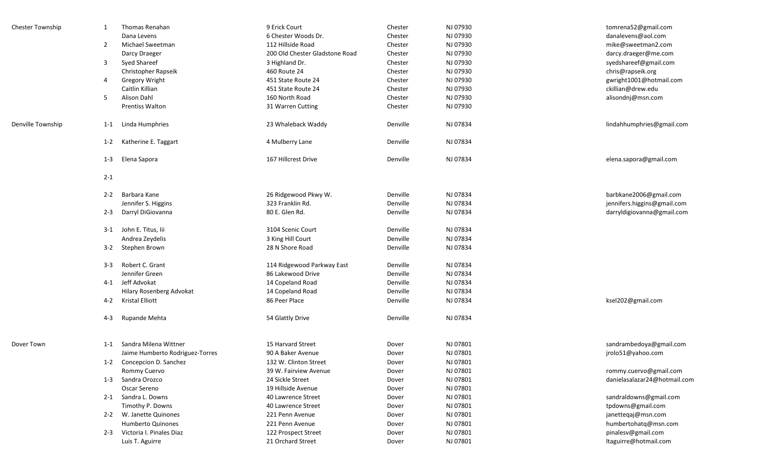| Municipality | District | Name | Address | City | State/ZIP | Email |
|---|---|---|---|---|---|---|
| Chester Township | 1 | Thomas Renahan | 9 Erick Court | Chester | NJ 07930 | tomrena52@gmail.com |
| | | Dana Levens | 6 Chester Woods Dr. | Chester | NJ 07930 | danalevens@aol.com |
| | 2 | Michael Sweetman | 112 Hillside Road | Chester | NJ 07930 | mike@sweetman2.com |
| | | Darcy Draeger | 200 Old Chester Gladstone Road | Chester | NJ 07930 | darcy.draeger@me.com |
| | 3 | Syed Shareef | 3 Highland Dr. | Chester | NJ 07930 | syedshareef@gmail.com |
| | | Christopher Rapseik | 460 Route 24 | Chester | NJ 07930 | chris@rapseik.org |
| | 4 | Gregory Wright | 451 State Route 24 | Chester | NJ 07930 | gwright1001@hotmail.com |
| | | Caitlin Killian | 451 State Route 24 | Chester | NJ 07930 | ckillian@drew.edu |
| | 5 | Alison Dahl | 160 North Road | Chester | NJ 07930 | alisondnj@msn.com |
| | | Prentiss Walton | 31 Warren Cutting | Chester | NJ 07930 | |
| Denville Township | 1-1 | Linda Humphries | 23 Whaleback Waddy | Denville | NJ 07834 | lindahhumphries@gmail.com |
| | 1-2 | Katherine E. Taggart | 4 Mulberry Lane | Denville | NJ 07834 | |
| | 1-3 | Elena Sapora | 167 Hillcrest Drive | Denville | NJ 07834 | elena.sapora@gmail.com |
| | 2-1 | | | | | |
| | 2-2 | Barbara Kane | 26 Ridgewood Pkwy W. | Denville | NJ 07834 | barbkane2006@gmail.com |
| | | Jennifer S. Higgins | 323 Franklin Rd. | Denville | NJ 07834 | jennifers.higgins@gmail.com |
| | 2-3 | Darryl DiGiovanna | 80 E. Glen Rd. | Denville | NJ 07834 | darryldigiovanna@gmail.com |
| | 3-1 | John E. Titus, Iii | 3104 Scenic Court | Denville | NJ 07834 | |
| | | Andrea Zeydelis | 3 King Hill Court | Denville | NJ 07834 | |
| | 3-2 | Stephen Brown | 28 N Shore Road | Denville | NJ 07834 | |
| | 3-3 | Robert C. Grant | 114 Ridgewood Parkway East | Denville | NJ 07834 | |
| | | Jennifer Green | 86 Lakewood Drive | Denville | NJ 07834 | |
| | 4-1 | Jeff Advokat | 14 Copeland Road | Denville | NJ 07834 | |
| | | Hilary Rosenberg Advokat | 14 Copeland Road | Denville | NJ 07834 | |
| | 4-2 | Kristal Elliott | 86 Peer Place | Denville | NJ 07834 | ksel202@gmail.com |
| | 4-3 | Rupande Mehta | 54 Glattly Drive | Denville | NJ 07834 | |
| Dover Town | 1-1 | Sandra Milena Wittner | 15 Harvard Street | Dover | NJ 07801 | sandrambedoya@gmail.com |
| | | Jaime Humberto Rodriguez-Torres | 90 A Baker Avenue | Dover | NJ 07801 | jrolo51@yahoo.com |
| | 1-2 | Concepcion D. Sanchez | 132 W. Clinton Street | Dover | NJ 07801 | |
| | | Rommy Cuervo | 39 W. Fairview Avenue | Dover | NJ 07801 | rommy.cuervo@gmail.com |
| | 1-3 | Sandra Orozco | 24 Sickle Street | Dover | NJ 07801 | danielasalazar24@hotmail.com |
| | | Oscar Sereno | 19 Hillside Avenue | Dover | NJ 07801 | |
| | 2-1 | Sandra L. Downs | 40 Lawrence Street | Dover | NJ 07801 | sandraldowns@gmail.com |
| | | Timothy P. Downs | 40 Lawrence Street | Dover | NJ 07801 | tpdowns@gmail.com |
| | 2-2 | W. Janette Quinones | 221 Penn Avenue | Dover | NJ 07801 | janetteqaj@msn.com |
| | | Humberto Quinones | 221 Penn Avenue | Dover | NJ 07801 | humbertohatq@msn.com |
| | 2-3 | Victoria I. Pinales Diaz | 122 Prospect Street | Dover | NJ 07801 | pinalesv@gmail.com |
| | | Luis T. Aguirre | 21 Orchard Street | Dover | NJ 07801 | ltaguirre@hotmail.com |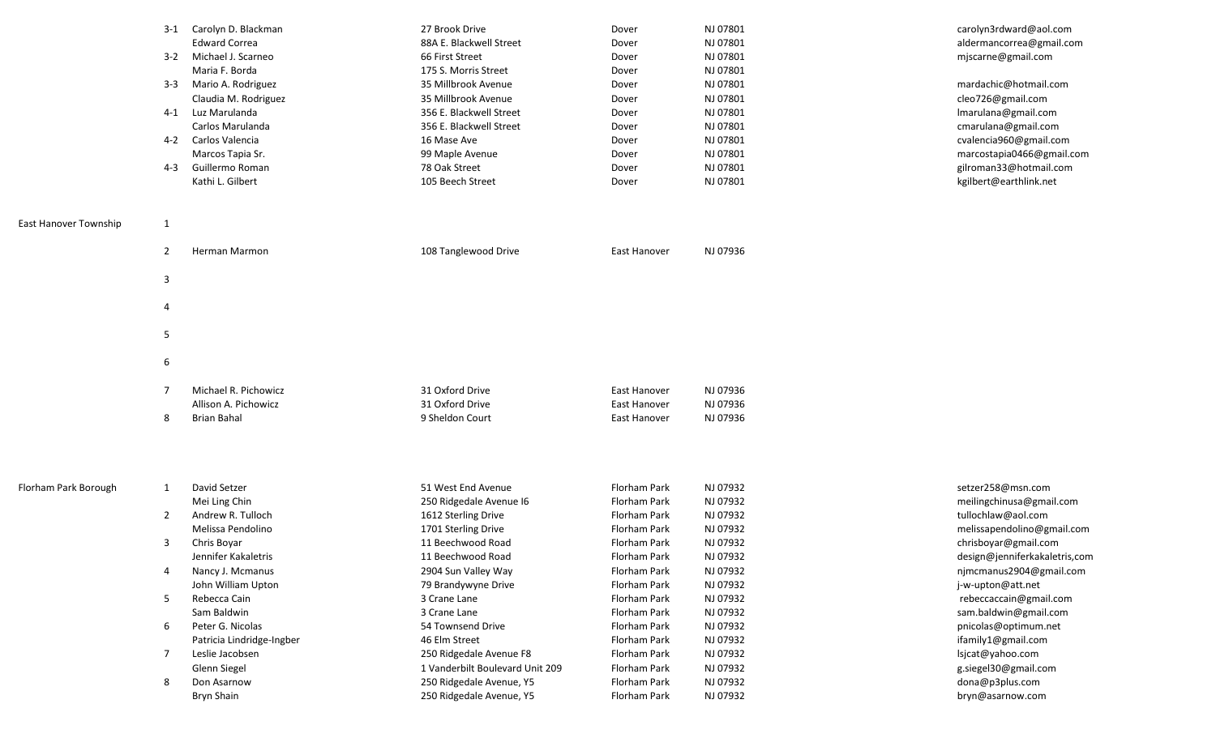| Municipality | District | Name | Address | City | State/Zip | Email |
|---|---|---|---|---|---|---|
| | 3-1 | Carolyn D. Blackman | 27 Brook Drive | Dover | NJ 07801 | carolyn3rdward@aol.com |
| | | Edward Correa | 88A E. Blackwell Street | Dover | NJ 07801 | aldermancorrea@gmail.com |
| | 3-2 | Michael J. Scarneo | 66 First Street | Dover | NJ 07801 | mjscarne@gmail.com |
| | | Maria F. Borda | 175 S. Morris Street | Dover | NJ 07801 | |
| | 3-3 | Mario A. Rodriguez | 35 Millbrook Avenue | Dover | NJ 07801 | mardachic@hotmail.com |
| | | Claudia M. Rodriguez | 35 Millbrook Avenue | Dover | NJ 07801 | cleo726@gmail.com |
| | 4-1 | Luz Marulanda | 356 E. Blackwell Street | Dover | NJ 07801 | lmarulana@gmail.com |
| | | Carlos Marulanda | 356 E. Blackwell Street | Dover | NJ 07801 | cmarulana@gmail.com |
| | 4-2 | Carlos Valencia | 16 Mase Ave | Dover | NJ 07801 | cvalencia960@gmail.com |
| | | Marcos Tapia Sr. | 99 Maple Avenue | Dover | NJ 07801 | marcostapia0466@gmail.com |
| | 4-3 | Guillermo Roman | 78 Oak Street | Dover | NJ 07801 | gilroman33@hotmail.com |
| | | Kathi L. Gilbert | 105 Beech Street | Dover | NJ 07801 | kgilbert@earthlink.net |
| East Hanover Township | 1 | | | | | |
| | 2 | Herman Marmon | 108 Tanglewood Drive | East Hanover | NJ 07936 | |
| | 3 | | | | | |
| | 4 | | | | | |
| | 5 | | | | | |
| | 6 | | | | | |
| | 7 | Michael R. Pichowicz | 31 Oxford Drive | East Hanover | NJ 07936 | |
| | | Allison A. Pichowicz | 31 Oxford Drive | East Hanover | NJ 07936 | |
| | 8 | Brian Bahal | 9 Sheldon Court | East Hanover | NJ 07936 | |
| Florham Park Borough | 1 | David Setzer | 51 West End Avenue | Florham Park | NJ 07932 | setzer258@msn.com |
| | | Mei Ling Chin | 250 Ridgedale Avenue I6 | Florham Park | NJ 07932 | meilingchinusa@gmail.com |
| | 2 | Andrew R. Tulloch | 1612 Sterling Drive | Florham Park | NJ 07932 | tullochlaw@aol.com |
| | | Melissa Pendolino | 1701 Sterling Drive | Florham Park | NJ 07932 | melissapendolino@gmail.com |
| | 3 | Chris Boyar | 11 Beechwood Road | Florham Park | NJ 07932 | chrisboyar@gmail.com |
| | | Jennifer Kakaletris | 11 Beechwood Road | Florham Park | NJ 07932 | design@jenniferkakaletris,com |
| | 4 | Nancy J. Mcmanus | 2904 Sun Valley Way | Florham Park | NJ 07932 | njmcmanus2904@gmail.com |
| | | John William Upton | 79 Brandywyne Drive | Florham Park | NJ 07932 | j-w-upton@att.net |
| | 5 | Rebecca Cain | 3 Crane Lane | Florham Park | NJ 07932 | rebeccaccain@gmail.com |
| | | Sam Baldwin | 3 Crane Lane | Florham Park | NJ 07932 | sam.baldwin@gmail.com |
| | 6 | Peter G. Nicolas | 54 Townsend Drive | Florham Park | NJ 07932 | pnicolas@optimum.net |
| | | Patricia Lindridge-Ingber | 46 Elm Street | Florham Park | NJ 07932 | ifamily1@gmail.com |
| | 7 | Leslie Jacobsen | 250 Ridgedale Avenue F8 | Florham Park | NJ 07932 | lsjcat@yahoo.com |
| | | Glenn Siegel | 1 Vanderbilt Boulevard Unit 209 | Florham Park | NJ 07932 | g.siegel30@gmail.com |
| | 8 | Don Asarnow | 250 Ridgedale Avenue, Y5 | Florham Park | NJ 07932 | dona@p3plus.com |
| | | Bryn Shain | 250 Ridgedale Avenue, Y5 | Florham Park | NJ 07932 | bryn@asarnow.com |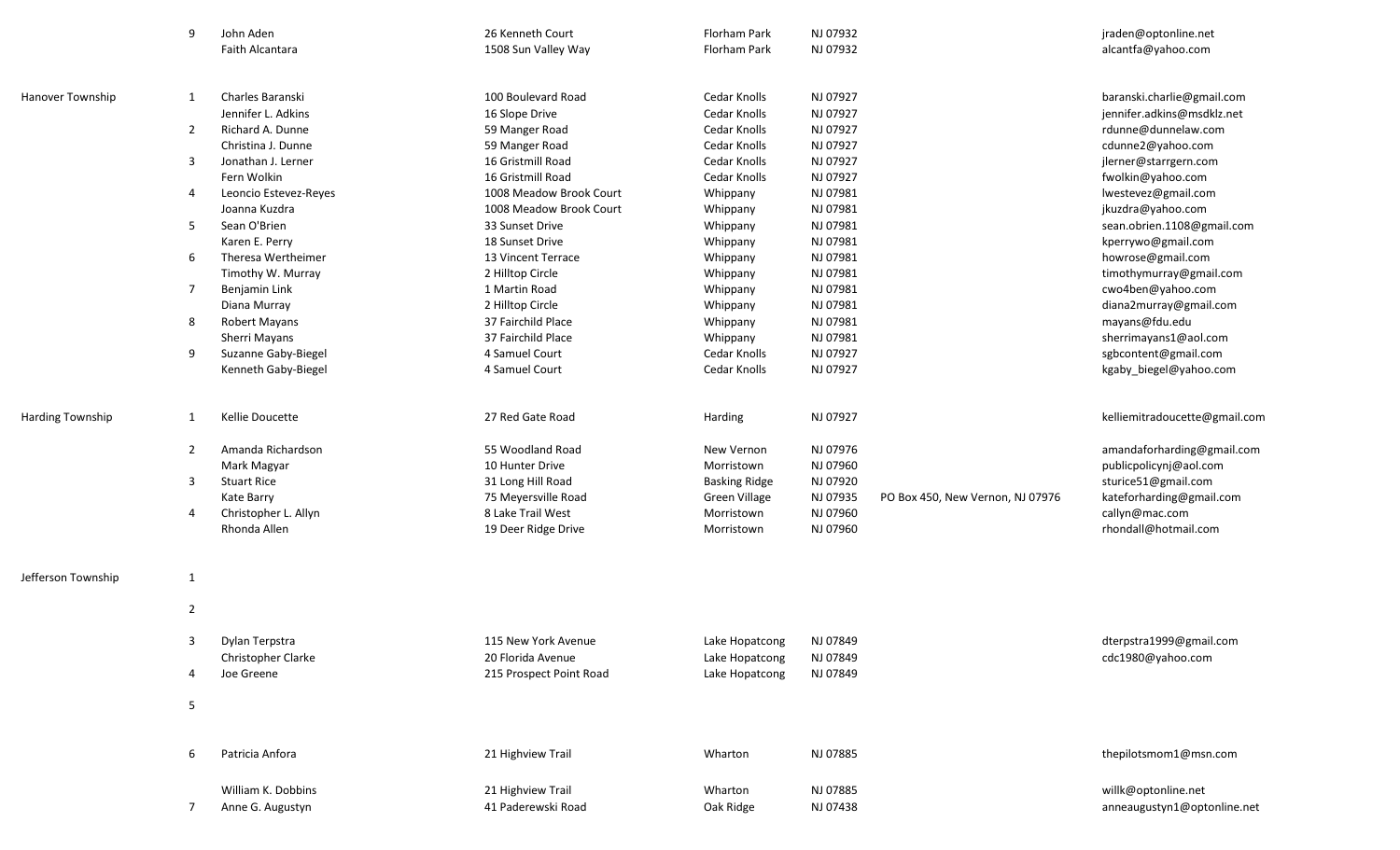| Municipality | District | Name | Address | City | State/ZIP | Mailing Address | Email |
|---|---|---|---|---|---|---|---|
| | 9 | John Aden | 26 Kenneth Court | Florham Park | NJ 07932 | | jraden@optonline.net |
| | | Faith Alcantara | 1508 Sun Valley Way | Florham Park | NJ 07932 | | alcantfa@yahoo.com |
| Hanover Township | 1 | Charles Baranski | 100 Boulevard Road | Cedar Knolls | NJ 07927 | | baranski.charlie@gmail.com |
| | | Jennifer L. Adkins | 16 Slope Drive | Cedar Knolls | NJ 07927 | | jennifer.adkins@msdklz.net |
| | 2 | Richard A. Dunne | 59 Manger Road | Cedar Knolls | NJ 07927 | | rdunne@dunnelaw.com |
| | | Christina J. Dunne | 59 Manger Road | Cedar Knolls | NJ 07927 | | cdunne2@yahoo.com |
| | 3 | Jonathan J. Lerner | 16 Gristmill Road | Cedar Knolls | NJ 07927 | | jlerner@starrgern.com |
| | | Fern Wolkin | 16 Gristmill Road | Cedar Knolls | NJ 07927 | | fwolkin@yahoo.com |
| | 4 | Leoncio Estevez-Reyes | 1008 Meadow Brook Court | Whippany | NJ 07981 | | lwestevez@gmail.com |
| | | Joanna Kuzdra | 1008 Meadow Brook Court | Whippany | NJ 07981 | | jkuzdra@yahoo.com |
| | 5 | Sean O'Brien | 33 Sunset Drive | Whippany | NJ 07981 | | sean.obrien.1108@gmail.com |
| | | Karen E. Perry | 18 Sunset Drive | Whippany | NJ 07981 | | kperrywo@gmail.com |
| | 6 | Theresa Wertheimer | 13 Vincent Terrace | Whippany | NJ 07981 | | howrose@gmail.com |
| | | Timothy W. Murray | 2 Hilltop Circle | Whippany | NJ 07981 | | timothymurray@gmail.com |
| | 7 | Benjamin Link | 1 Martin Road | Whippany | NJ 07981 | | cwo4ben@yahoo.com |
| | | Diana Murray | 2 Hilltop Circle | Whippany | NJ 07981 | | diana2murray@gmail.com |
| | 8 | Robert Mayans | 37 Fairchild Place | Whippany | NJ 07981 | | mayans@fdu.edu |
| | | Sherri Mayans | 37 Fairchild Place | Whippany | NJ 07981 | | sherrimayans1@aol.com |
| | 9 | Suzanne Gaby-Biegel | 4 Samuel Court | Cedar Knolls | NJ 07927 | | sgbcontent@gmail.com |
| | | Kenneth Gaby-Biegel | 4 Samuel Court | Cedar Knolls | NJ 07927 | | kgaby_biegel@yahoo.com |
| Harding Township | 1 | Kellie Doucette | 27 Red Gate Road | Harding | NJ 07927 | | kelliemitradoucette@gmail.com |
| | 2 | Amanda Richardson | 55 Woodland Road | New Vernon | NJ 07976 | | amandaforharding@gmail.com |
| | | Mark Magyar | 10 Hunter Drive | Morristown | NJ 07960 | | publicpolicynj@aol.com |
| | 3 | Stuart Rice | 31 Long Hill Road | Basking Ridge | NJ 07920 | | sturice51@gmail.com |
| | | Kate Barry | 75 Meyersville Road | Green Village | NJ 07935 | PO Box 450, New Vernon, NJ 07976 | kateforharding@gmail.com |
| | 4 | Christopher L. Allyn | 8 Lake Trail West | Morristown | NJ 07960 | | callyn@mac.com |
| | | Rhonda Allen | 19 Deer Ridge Drive | Morristown | NJ 07960 | | rhondall@hotmail.com |
| Jefferson Township | 1 | | | | | | |
| | 2 | | | | | | |
| | 3 | Dylan Terpstra | 115 New York Avenue | Lake Hopatcong | NJ 07849 | | dterpstra1999@gmail.com |
| | | Christopher Clarke | 20 Florida Avenue | Lake Hopatcong | NJ 07849 | | cdc1980@yahoo.com |
| | 4 | Joe Greene | 215 Prospect Point Road | Lake Hopatcong | NJ 07849 | | |
| | 5 | | | | | | |
| | 6 | Patricia Anfora | 21 Highview Trail | Wharton | NJ 07885 | | thepilotsmom1@msn.com |
| | | William K. Dobbins | 21 Highview Trail | Wharton | NJ 07885 | | willk@optonline.net |
| | 7 | Anne G. Augustyn | 41 Paderewski Road | Oak Ridge | NJ 07438 | | anneaugustyn1@optonline.net |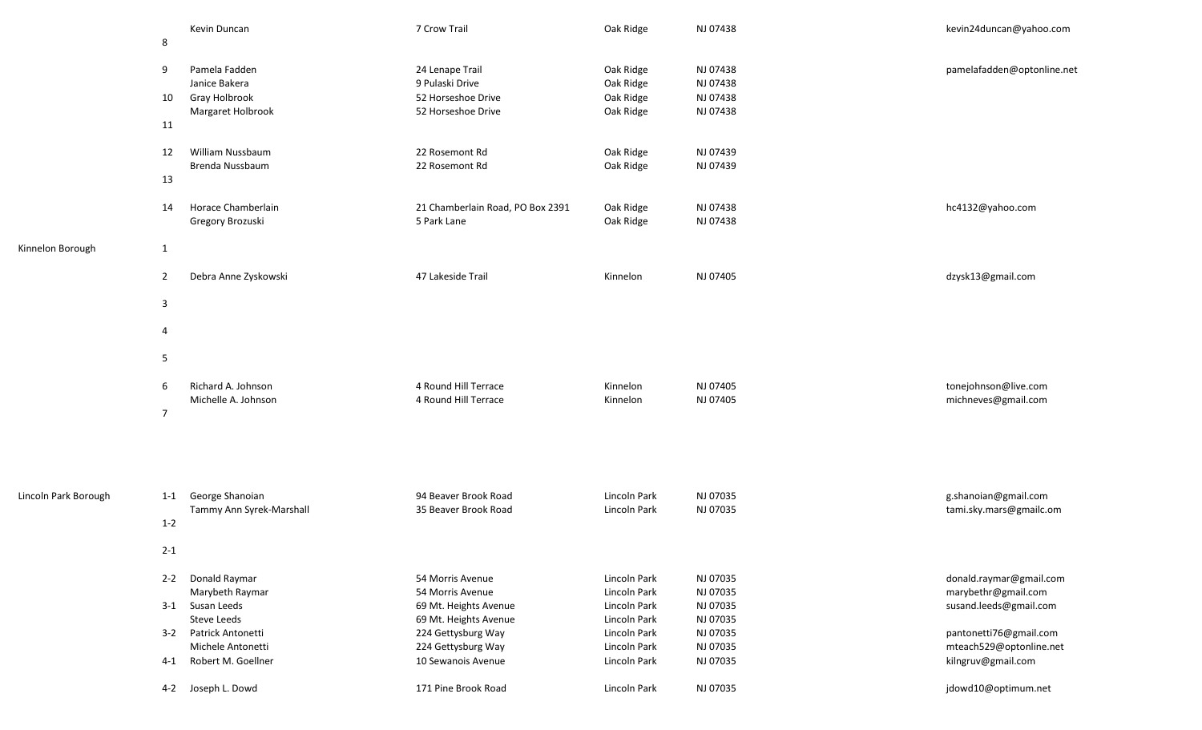| Municipality | District | Name | Address | City | State/Zip | Email |
|---|---|---|---|---|---|---|
| | 8 | Kevin Duncan | 7 Crow Trail | Oak Ridge | NJ 07438 | kevin24duncan@yahoo.com |
| | 9 | Pamela Fadden | 24 Lenape Trail | Oak Ridge | NJ 07438 | pamelafadden@optonline.net |
| | | Janice Bakera | 9 Pulaski Drive | Oak Ridge | NJ 07438 | |
| | 10 | Gray Holbrook | 52 Horseshoe Drive | Oak Ridge | NJ 07438 | |
| | | Margaret Holbrook | 52 Horseshoe Drive | Oak Ridge | NJ 07438 | |
| | 11 | | | | | |
| | 12 | William Nussbaum | 22 Rosemont Rd | Oak Ridge | NJ 07439 | |
| | | Brenda Nussbaum | 22 Rosemont Rd | Oak Ridge | NJ 07439 | |
| | 13 | | | | | |
| | 14 | Horace Chamberlain | 21 Chamberlain Road, PO Box 2391 | Oak Ridge | NJ 07438 | hc4132@yahoo.com |
| | | Gregory Brozuski | 5 Park Lane | Oak Ridge | NJ 07438 | |
| Kinnelon Borough | 1 | | | | | |
| | 2 | Debra Anne Zyskowski | 47 Lakeside Trail | Kinnelon | NJ 07405 | dzysk13@gmail.com |
| | 3 | | | | | |
| | 4 | | | | | |
| | 5 | | | | | |
| | 6 | Richard A. Johnson | 4 Round Hill Terrace | Kinnelon | NJ 07405 | tonejohnson@live.com |
| | | Michelle A. Johnson | 4 Round Hill Terrace | Kinnelon | NJ 07405 | michneves@gmail.com |
| | 7 | | | | | |
| Lincoln Park Borough | 1-1 | George Shanoian | 94 Beaver Brook Road | Lincoln Park | NJ 07035 | g.shanoian@gmail.com |
| | | Tammy Ann Syrek-Marshall | 35 Beaver Brook Road | Lincoln Park | NJ 07035 | tami.sky.mars@gmailc.om |
| | 1-2 | | | | | |
| | 2-1 | | | | | |
| | 2-2 | Donald Raymar | 54 Morris Avenue | Lincoln Park | NJ 07035 | donald.raymar@gmail.com |
| | | Marybeth Raymar | 54 Morris Avenue | Lincoln Park | NJ 07035 | marybethr@gmail.com |
| | 3-1 | Susan Leeds | 69 Mt. Heights Avenue | Lincoln Park | NJ 07035 | susand.leeds@gmail.com |
| | | Steve Leeds | 69 Mt. Heights Avenue | Lincoln Park | NJ 07035 | |
| | 3-2 | Patrick Antonetti | 224 Gettysburg Way | Lincoln Park | NJ 07035 | pantonetti76@gmail.com |
| | | Michele Antonetti | 224 Gettysburg Way | Lincoln Park | NJ 07035 | mteach529@optonline.net |
| | 4-1 | Robert M. Goellner | 10 Sewanois Avenue | Lincoln Park | NJ 07035 | kilngruv@gmail.com |
| | 4-2 | Joseph L. Dowd | 171 Pine Brook Road | Lincoln Park | NJ 07035 | jdowd10@optimum.net |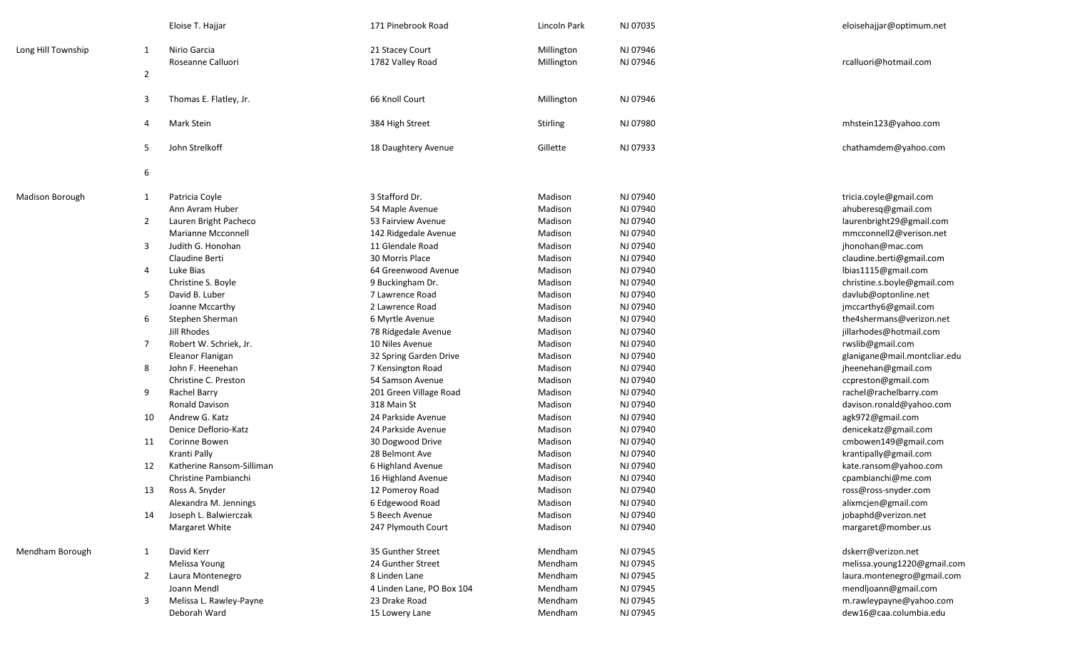| Municipality | District | Name | Address | City | Zip | Email |
|---|---|---|---|---|---|---|
| | | Eloise T. Hajjar | 171 Pinebrook Road | Lincoln Park | NJ 07035 | eloisehajjar@optimum.net |
| Long Hill Township | 1 | Nirio Garcia | 21 Stacey Court | Millington | NJ 07946 | |
| | | Roseanne Calluori | 1782 Valley Road | Millington | NJ 07946 | rcalluori@hotmail.com |
| | 2 | | | | | |
| | 3 | Thomas E. Flatley, Jr. | 66 Knoll Court | Millington | NJ 07946 | |
| | 4 | Mark Stein | 384 High Street | Stirling | NJ 07980 | mhstein123@yahoo.com |
| | 5 | John Strelkoff | 18 Daughtery Avenue | Gillette | NJ 07933 | chathamdem@yahoo.com |
| | 6 | | | | | |
| Madison Borough | 1 | Patricia Coyle | 3 Stafford Dr. | Madison | NJ 07940 | tricia.coyle@gmail.com |
| | | Ann Avram Huber | 54 Maple Avenue | Madison | NJ 07940 | ahuberesq@gmail.com |
| | 2 | Lauren Bright Pacheco | 53 Fairview Avenue | Madison | NJ 07940 | laurenbright29@gmail.com |
| | | Marianne Mcconnell | 142 Ridgedale Avenue | Madison | NJ 07940 | mmcconnell2@verison.net |
| | 3 | Judith G. Honohan | 11 Glendale Road | Madison | NJ 07940 | jhonohan@mac.com |
| | | Claudine Berti | 30 Morris Place | Madison | NJ 07940 | claudine.berti@gmail.com |
| | 4 | Luke Bias | 64 Greenwood Avenue | Madison | NJ 07940 | lbias1115@gmail.com |
| | | Christine S. Boyle | 9 Buckingham Dr. | Madison | NJ 07940 | christine.s.boyle@gmail.com |
| | 5 | David B. Luber | 7 Lawrence Road | Madison | NJ 07940 | davlub@optonline.net |
| | | Joanne Mccarthy | 2 Lawrence Road | Madison | NJ 07940 | jmccarthy6@gmail.com |
| | 6 | Stephen Sherman | 6 Myrtle Avenue | Madison | NJ 07940 | the4shermans@verizon.net |
| | | Jill Rhodes | 78 Ridgedale Avenue | Madison | NJ 07940 | jillarhodes@hotmail.com |
| | 7 | Robert W. Schriek, Jr. | 10 Niles Avenue | Madison | NJ 07940 | rwslib@gmail.com |
| | | Eleanor Flanigan | 32 Spring Garden Drive | Madison | NJ 07940 | glanigane@mail.montcliar.edu |
| | 8 | John F. Heenehan | 7 Kensington Road | Madison | NJ 07940 | jheenehan@gmail.com |
| | | Christine C. Preston | 54 Samson Avenue | Madison | NJ 07940 | ccpreston@gmail.com |
| | 9 | Rachel Barry | 201 Green Village Road | Madison | NJ 07940 | rachel@rachelbarry.com |
| | | Ronald Davison | 318 Main St | Madison | NJ 07940 | davison.ronald@yahoo.com |
| | 10 | Andrew G. Katz | 24 Parkside Avenue | Madison | NJ 07940 | agk972@gmail.com |
| | | Denice Deflorio-Katz | 24 Parkside Avenue | Madison | NJ 07940 | denicekatz@gmail.com |
| | 11 | Corinne Bowen | 30 Dogwood Drive | Madison | NJ 07940 | cmbowen149@gmail.com |
| | | Kranti Pally | 28 Belmont Ave | Madison | NJ 07940 | krantipally@gmail.com |
| | 12 | Katherine Ransom-Silliman | 6 Highland Avenue | Madison | NJ 07940 | kate.ransom@yahoo.com |
| | | Christine Pambianchi | 16 Highland Avenue | Madison | NJ 07940 | cpambianchi@me.com |
| | 13 | Ross A. Snyder | 12 Pomeroy Road | Madison | NJ 07940 | ross@ross-snyder.com |
| | | Alexandra M. Jennings | 6 Edgewood Road | Madison | NJ 07940 | alixmcjen@gmail.com |
| | 14 | Joseph L. Balwierczak | 5 Beech Avenue | Madison | NJ 07940 | jobaphd@verizon.net |
| | | Margaret White | 247 Plymouth Court | Madison | NJ 07940 | margaret@momber.us |
| Mendham Borough | 1 | David Kerr | 35 Gunther Street | Mendham | NJ 07945 | dskerr@verizon.net |
| | | Melissa Young | 24 Gunther Street | Mendham | NJ 07945 | melissa.young1220@gmail.com |
| | 2 | Laura Montenegro | 8 Linden Lane | Mendham | NJ 07945 | laura.montenegro@gmail.com |
| | | Joann Mendl | 4 Linden Lane, PO Box 104 | Mendham | NJ 07945 | mendljoann@gmail.com |
| | 3 | Melissa L. Rawley-Payne | 23 Drake Road | Mendham | NJ 07945 | m.rawleypayne@yahoo.com |
| | | Deborah Ward | 15 Lowery Lane | Mendham | NJ 07945 | dew16@caa.columbia.edu |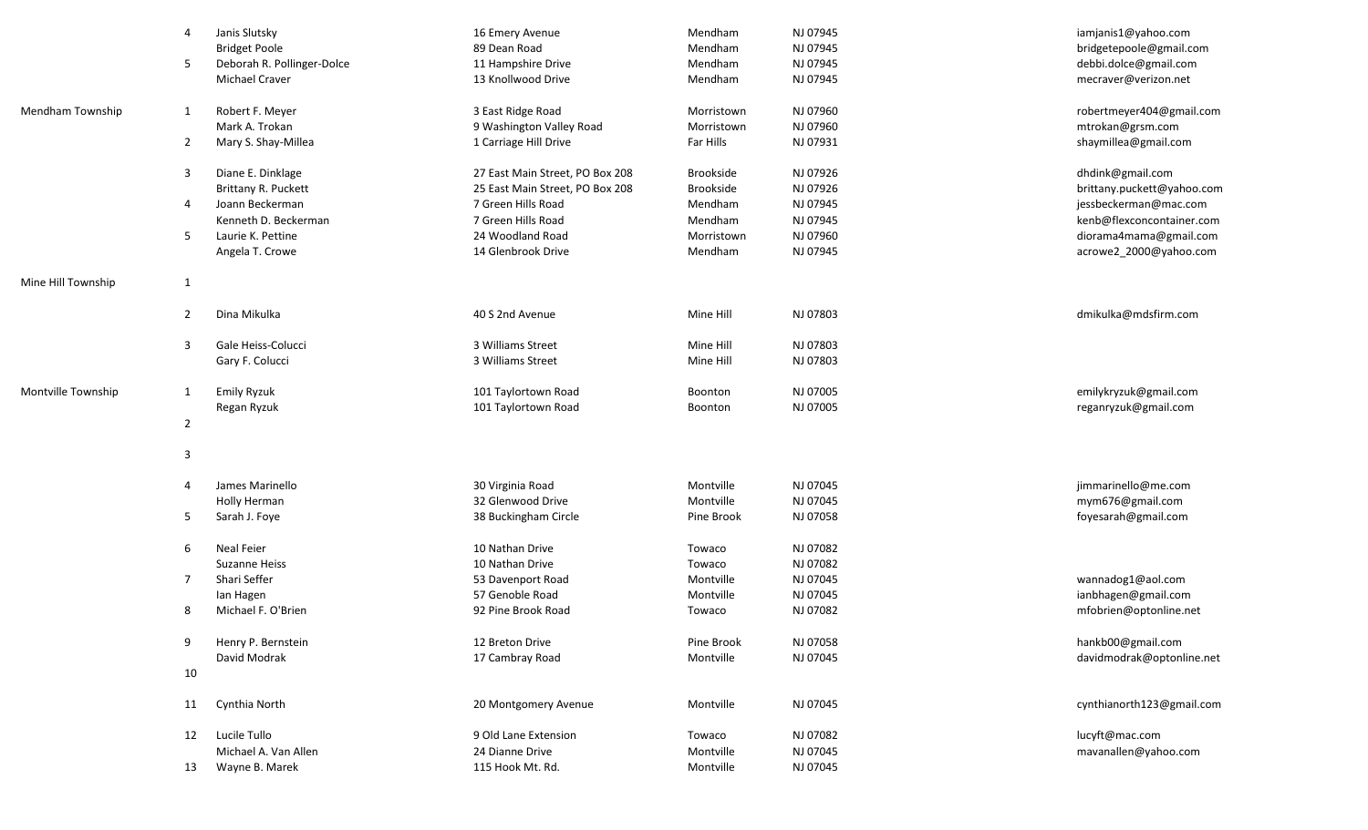| Municipality | District | Name | Address | City | State/Zip | Email |
|---|---|---|---|---|---|---|
| | 4 | Janis Slutsky | 16 Emery Avenue | Mendham | NJ 07945 | iamjanis1@yahoo.com |
| | | Bridget Poole | 89 Dean Road | Mendham | NJ 07945 | bridgetepoole@gmail.com |
| | 5 | Deborah R. Pollinger-Dolce | 11 Hampshire Drive | Mendham | NJ 07945 | debbi.dolce@gmail.com |
| | | Michael Craver | 13 Knollwood Drive | Mendham | NJ 07945 | mecraver@verizon.net |
| Mendham Township | 1 | Robert F. Meyer | 3 East Ridge Road | Morristown | NJ 07960 | robertmeyer404@gmail.com |
| | | Mark A. Trokan | 9 Washington Valley Road | Morristown | NJ 07960 | mtrokan@grsm.com |
| | 2 | Mary S. Shay-Millea | 1 Carriage Hill Drive | Far Hills | NJ 07931 | shaymillea@gmail.com |
| | 3 | Diane E. Dinklage | 27 East Main Street, PO Box 208 | Brookside | NJ 07926 | dhdink@gmail.com |
| | | Brittany R. Puckett | 25 East Main Street, PO Box 208 | Brookside | NJ 07926 | brittany.puckett@yahoo.com |
| | 4 | Joann Beckerman | 7 Green Hills Road | Mendham | NJ 07945 | jessbeckerman@mac.com |
| | | Kenneth D. Beckerman | 7 Green Hills Road | Mendham | NJ 07945 | kenb@flexconcontainer.com |
| | 5 | Laurie K. Pettine | 24 Woodland Road | Morristown | NJ 07960 | diorama4mama@gmail.com |
| | | Angela T. Crowe | 14 Glenbrook Drive | Mendham | NJ 07945 | acrowe2_2000@yahoo.com |
| Mine Hill Township | 1 | | | | | |
| | 2 | Dina Mikulka | 40 S 2nd Avenue | Mine Hill | NJ 07803 | dmikulka@mdsfirm.com |
| | 3 | Gale Heiss-Colucci | 3 Williams Street | Mine Hill | NJ 07803 | |
| | | Gary F. Colucci | 3 Williams Street | Mine Hill | NJ 07803 | |
| Montville Township | 1 | Emily Ryzuk | 101 Taylortown Road | Boonton | NJ 07005 | emilykryzuk@gmail.com |
| | | Regan Ryzuk | 101 Taylortown Road | Boonton | NJ 07005 | reganryzuk@gmail.com |
| | 2 | | | | | |
| | 3 | | | | | |
| | 4 | James Marinello | 30 Virginia Road | Montville | NJ 07045 | jimmarinello@me.com |
| | | Holly Herman | 32 Glenwood Drive | Montville | NJ 07045 | mym676@gmail.com |
| | 5 | Sarah J. Foye | 38 Buckingham Circle | Pine Brook | NJ 07058 | foyesarah@gmail.com |
| | 6 | Neal Feier | 10 Nathan Drive | Towaco | NJ 07082 | |
| | | Suzanne Heiss | 10 Nathan Drive | Towaco | NJ 07082 | |
| | 7 | Shari Seffer | 53 Davenport Road | Montville | NJ 07045 | wannadog1@aol.com |
| | | Ian Hagen | 57 Genoble Road | Montville | NJ 07045 | ianbhagen@gmail.com |
| | 8 | Michael F. O'Brien | 92 Pine Brook Road | Towaco | NJ 07082 | mfobrien@optonline.net |
| | 9 | Henry P. Bernstein | 12 Breton Drive | Pine Brook | NJ 07058 | hankb00@gmail.com |
| | | David Modrak | 17 Cambray Road | Montville | NJ 07045 | davidmodrak@optonline.net |
| | 10 | | | | | |
| | 11 | Cynthia North | 20 Montgomery Avenue | Montville | NJ 07045 | cynthianorth123@gmail.com |
| | 12 | Lucile Tullo | 9 Old Lane Extension | Towaco | NJ 07082 | lucyft@mac.com |
| | | Michael A. Van Allen | 24 Dianne Drive | Montville | NJ 07045 | mavanallen@yahoo.com |
| | 13 | Wayne B. Marek | 115 Hook Mt. Rd. | Montville | NJ 07045 | |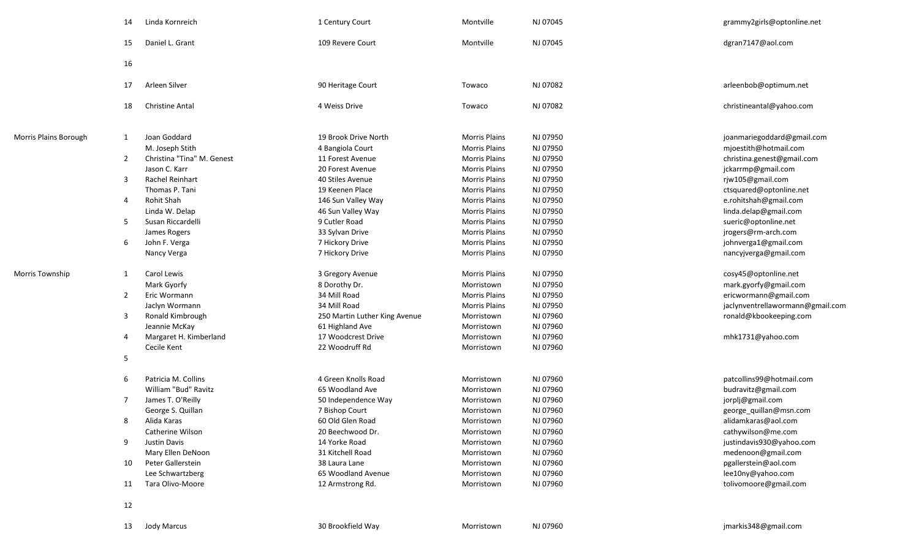| | | | | | | |
|---|---|---|---|---|---|---|
| | 14 | Linda Kornreich | 1 Century Court | Montville | NJ 07045 | grammy2girls@optonline.net |
| | 15 | Daniel L. Grant | 109 Revere Court | Montville | NJ 07045 | dgran7147@aol.com |
| | 16 | | | | | |
| | 17 | Arleen Silver | 90 Heritage Court | Towaco | NJ 07082 | arleenbob@optimum.net |
| | 18 | Christine Antal | 4 Weiss Drive | Towaco | NJ 07082 | christineantal@yahoo.com |
| Morris Plains Borough | 1 | Joan Goddard | 19 Brook Drive North | Morris Plains | NJ 07950 | joanmariegoddard@gmail.com |
| | | M. Joseph Stith | 4 Bangiola Court | Morris Plains | NJ 07950 | mjoestith@hotmail.com |
| | 2 | Christina "Tina" M. Genest | 11 Forest Avenue | Morris Plains | NJ 07950 | christina.genest@gmail.com |
| | | Jason C. Karr | 20 Forest Avenue | Morris Plains | NJ 07950 | jckarrmp@gmail.com |
| | 3 | Rachel Reinhart | 40 Stiles Avenue | Morris Plains | NJ 07950 | rjw105@gmail.com |
| | | Thomas P. Tani | 19 Keenen Place | Morris Plains | NJ 07950 | ctsquared@optonline.net |
| | 4 | Rohit Shah | 146 Sun Valley Way | Morris Plains | NJ 07950 | e.rohitshah@gmail.com |
| | | Linda W. Delap | 46 Sun Valley Way | Morris Plains | NJ 07950 | linda.delap@gmail.com |
| | 5 | Susan Riccardelli | 9 Cutler Road | Morris Plains | NJ 07950 | sueric@optonline.net |
| | | James Rogers | 33 Sylvan Drive | Morris Plains | NJ 07950 | jrogers@rm-arch.com |
| | 6 | John F. Verga | 7 Hickory Drive | Morris Plains | NJ 07950 | johnverga1@gmail.com |
| | | Nancy Verga | 7 Hickory Drive | Morris Plains | NJ 07950 | nancyjverga@gmail.com |
| Morris Township | 1 | Carol Lewis | 3 Gregory Avenue | Morris Plains | NJ 07950 | cosy45@optonline.net |
| | | Mark Gyorfy | 8 Dorothy Dr. | Morristown | NJ 07950 | mark.gyorfy@gmail.com |
| | 2 | Eric Wormann | 34 Mill Road | Morris Plains | NJ 07950 | ericwormann@gmail.com |
| | | Jaclyn Wormann | 34 Mill Road | Morris Plains | NJ 07950 | jaclynventrellawormann@gmail.com |
| | 3 | Ronald Kimbrough | 250 Martin Luther King Avenue | Morristown | NJ 07960 | ronald@kbookeeping.com |
| | | Jeannie McKay | 61 Highland Ave | Morristown | NJ 07960 | |
| | 4 | Margaret H. Kimberland | 17 Woodcrest Drive | Morristown | NJ 07960 | mhk1731@yahoo.com |
| | | Cecile Kent | 22 Woodruff Rd | Morristown | NJ 07960 | |
| | 5 | | | | | |
| | 6 | Patricia M. Collins | 4 Green Knolls Road | Morristown | NJ 07960 | patcollins99@hotmail.com |
| | | William "Bud" Ravitz | 65 Woodland Ave | Morristown | NJ 07960 | budravitz@gmail.com |
| | 7 | James T. O'Reilly | 50 Independence Way | Morristown | NJ 07960 | jorplj@gmail.com |
| | | George S. Quillan | 7 Bishop Court | Morristown | NJ 07960 | george_quillan@msn.com |
| | 8 | Alida Karas | 60 Old Glen Road | Morristown | NJ 07960 | alidamkaras@aol.com |
| | | Catherine Wilson | 20 Beechwood Dr. | Morristown | NJ 07960 | cathywilson@me.com |
| | 9 | Justin Davis | 14 Yorke Road | Morristown | NJ 07960 | justindavis930@yahoo.com |
| | | Mary Ellen DeNoon | 31 Kitchell Road | Morristown | NJ 07960 | medenoon@gmail.com |
| | 10 | Peter Gallerstein | 38 Laura Lane | Morristown | NJ 07960 | pgallerstein@aol.com |
| | | Lee Schwartzberg | 65 Woodland Avenue | Morristown | NJ 07960 | lee10ny@yahoo.com |
| | 11 | Tara Olivo-Moore | 12 Armstrong Rd. | Morristown | NJ 07960 | tolivomoore@gmail.com |
| | 12 | | | | | |
| | 13 | Jody Marcus | 30 Brookfield Way | Morristown | NJ 07960 | jmarkis348@gmail.com |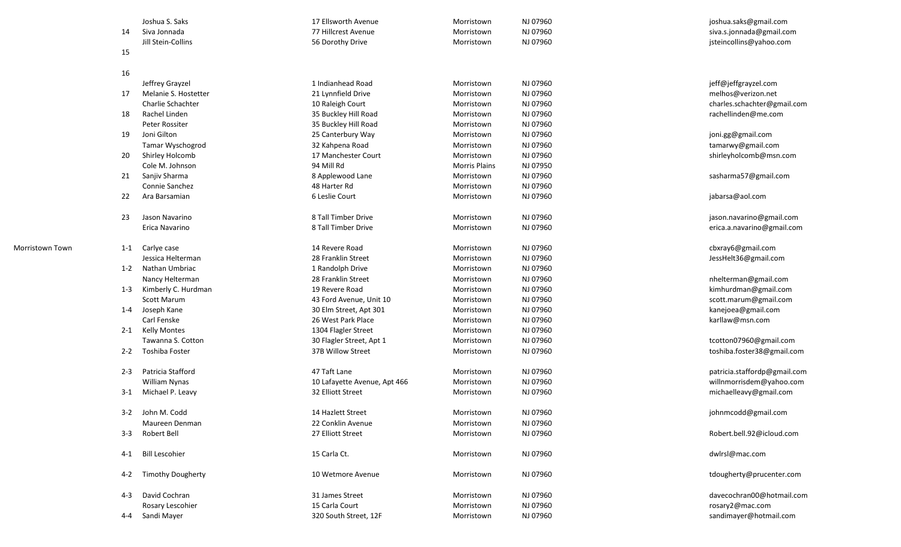| | | | | | | |
|---|---|---|---|---|---|---|
| | | Joshua S. Saks | 17 Ellsworth Avenue | Morristown | NJ 07960 | joshua.saks@gmail.com |
| | 14 | Siva Jonnada | 77 Hillcrest Avenue | Morristown | NJ 07960 | siva.s.jonnada@gmail.com |
| | | Jill Stein-Collins | 56 Dorothy Drive | Morristown | NJ 07960 | jsteincollins@yahoo.com |
| | 15 | | | | | |
| | 16 | | | | | |
| | | Jeffrey Grayzel | 1 Indianhead Road | Morristown | NJ 07960 | jeff@jeffgrayzel.com |
| | 17 | Melanie S. Hostetter | 21 Lynnfield Drive | Morristown | NJ 07960 | melhos@verizon.net |
| | | Charlie Schachter | 10 Raleigh Court | Morristown | NJ 07960 | charles.schachter@gmail.com |
| | 18 | Rachel Linden | 35 Buckley Hill Road | Morristown | NJ 07960 | rachellinden@me.com |
| | | Peter Rossiter | 35 Buckley Hill Road | Morristown | NJ 07960 | |
| | 19 | Joni Gilton | 25 Canterbury Way | Morristown | NJ 07960 | joni.gg@gmail.com |
| | | Tamar Wyschogrod | 32 Kahpena Road | Morristown | NJ 07960 | tamarwy@gmail.com |
| | 20 | Shirley Holcomb | 17 Manchester Court | Morristown | NJ 07960 | shirleyholcomb@msn.com |
| | | Cole M. Johnson | 94 Mill Rd | Morris Plains | NJ 07950 | |
| | 21 | Sanjiv Sharma | 8 Applewood Lane | Morristown | NJ 07960 | sasharma57@gmail.com |
| | | Connie Sanchez | 48 Harter Rd | Morristown | NJ 07960 | |
| | 22 | Ara Barsamian | 6 Leslie Court | Morristown | NJ 07960 | jabarsa@aol.com |
| | 23 | Jason Navarino | 8 Tall Timber Drive | Morristown | NJ 07960 | jason.navarino@gmail.com |
| | | Erica Navarino | 8 Tall Timber Drive | Morristown | NJ 07960 | erica.a.navarino@gmail.com |
| Morristown Town | 1-1 | Carlye case | 14 Revere Road | Morristown | NJ 07960 | cbxray6@gmail.com |
| | | Jessica Helterman | 28 Franklin Street | Morristown | NJ 07960 | JessHelt36@gmail.com |
| | 1-2 | Nathan Umbriac | 1 Randolph Drive | Morristown | NJ 07960 | |
| | | Nancy Helterman | 28 Franklin Street | Morristown | NJ 07960 | nhelterman@gmail.com |
| | 1-3 | Kimberly C. Hurdman | 19 Revere Road | Morristown | NJ 07960 | kimhurdman@gmail.com |
| | | Scott Marum | 43 Ford Avenue, Unit 10 | Morristown | NJ 07960 | scott.marum@gmail.com |
| | 1-4 | Joseph Kane | 30 Elm Street, Apt 301 | Morristown | NJ 07960 | kanejoea@gmail.com |
| | | Carl Fenske | 26 West Park Place | Morristown | NJ 07960 | karllaw@msn.com |
| | 2-1 | Kelly Montes | 1304 Flagler Street | Morristown | NJ 07960 | |
| | | Tawanna S. Cotton | 30 Flagler Street, Apt 1 | Morristown | NJ 07960 | tcotton07960@gmail.com |
| | 2-2 | Toshiba Foster | 37B Willow Street | Morristown | NJ 07960 | toshiba.foster38@gmail.com |
| | 2-3 | Patricia Stafford | 47 Taft Lane | Morristown | NJ 07960 | patricia.staffordp@gmail.com |
| | | William Nynas | 10 Lafayette Avenue, Apt 466 | Morristown | NJ 07960 | willnmorrisdem@yahoo.com |
| | 3-1 | Michael P. Leavy | 32 Elliott Street | Morristown | NJ 07960 | michaelleavy@gmail.com |
| | 3-2 | John M. Codd | 14 Hazlett Street | Morristown | NJ 07960 | johnmcodd@gmail.com |
| | | Maureen Denman | 22 Conklin Avenue | Morristown | NJ 07960 | |
| | 3-3 | Robert Bell | 27 Elliott Street | Morristown | NJ 07960 | Robert.bell.92@icloud.com |
| | 4-1 | Bill Lescohier | 15 Carla Ct. | Morristown | NJ 07960 | dwlrsl@mac.com |
| | 4-2 | Timothy Dougherty | 10 Wetmore Avenue | Morristown | NJ 07960 | tdougherty@prucenter.com |
| | 4-3 | David Cochran | 31 James Street | Morristown | NJ 07960 | davecochran00@hotmail.com |
| | | Rosary Lescohier | 15 Carla Court | Morristown | NJ 07960 | rosary2@mac.com |
| | 4-4 | Sandi Mayer | 320 South Street, 12F | Morristown | NJ 07960 | sandimayer@hotmail.com |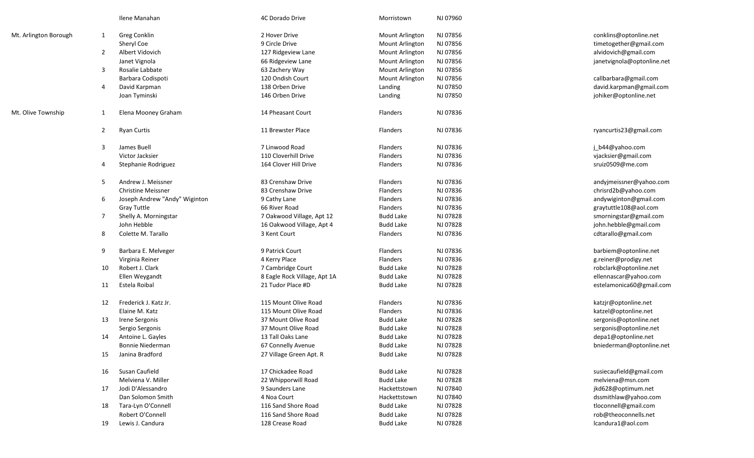| | | | | | | |
|---|---|---|---|---|---|---|
| | | Ilene Manahan | 4C Dorado Drive | Morristown | NJ 07960 | |
| Mt. Arlington Borough | 1 | Greg Conklin | 2 Hover Drive | Mount Arlington | NJ 07856 | conklins@optonline.net |
| | | Sheryl Coe | 9 Circle Drive | Mount Arlington | NJ 07856 | timetogether@gmail.com |
| | 2 | Albert Vidovich | 127 Ridgeview Lane | Mount Arlington | NJ 07856 | alvidovich@gmail.com |
| | | Janet Vignola | 66 Ridgeview Lane | Mount Arlington | NJ 07856 | janetvignola@optonline.net |
| | 3 | Rosalie Labbate | 63 Zachery Way | Mount Arlington | NJ 07856 | |
| | | Barbara Codispoti | 120 Ondish Court | Mount Arlington | NJ 07856 | callbarbara@gmail.com |
| | 4 | David Karpman | 138 Orben Drive | Landing | NJ 07850 | david.karpman@gmail.com |
| | | Joan Tyminski | 146 Orben Drive | Landing | NJ 07850 | johiker@optonline.net |
| Mt. Olive Township | 1 | Elena Mooney Graham | 14 Pheasant Court | Flanders | NJ 07836 | |
| | 2 | Ryan Curtis | 11 Brewster Place | Flanders | NJ 07836 | ryancurtis23@gmail.com |
| | 3 | James Buell | 7 Linwood Road | Flanders | NJ 07836 | j_b44@yahoo.com |
| | | Victor Jacksier | 110 Cloverhill Drive | Flanders | NJ 07836 | vjacksier@gmail.com |
| | 4 | Stephanie Rodriguez | 164 Clover Hill Drive | Flanders | NJ 07836 | sruiz0509@me.com |
| | 5 | Andrew J. Meissner | 83 Crenshaw Drive | Flanders | NJ 07836 | andyjmeissner@yahoo.com |
| | | Christine Meissner | 83 Crenshaw Drive | Flanders | NJ 07836 | chrisrd2b@yahoo.com |
| | 6 | Joseph Andrew "Andy" Wiginton | 9 Cathy Lane | Flanders | NJ 07836 | andywiginton@gmail.com |
| | | Gray Tuttle | 66 River Road | Flanders | NJ 07836 | graytuttle108@aol.com |
| | 7 | Shelly A. Morningstar | 7 Oakwood Village, Apt 12 | Budd Lake | NJ 07828 | smorningstar@gmail.com |
| | | John Hebble | 16 Oakwood Village, Apt 4 | Budd Lake | NJ 07828 | john.hebble@gmail.com |
| | 8 | Colette M. Tarallo | 3 Kent Court | Flanders | NJ 07836 | cdtarallo@gmail.com |
| | 9 | Barbara E. Melveger | 9 Patrick Court | Flanders | NJ 07836 | barbiem@optonline.net |
| | | Virginia Reiner | 4 Kerry Place | Flanders | NJ 07836 | g.reiner@prodigy.net |
| | 10 | Robert J. Clark | 7 Cambridge Court | Budd Lake | NJ 07828 | robclark@optonline.net |
| | | Ellen Weygandt | 8 Eagle Rock Village, Apt 1A | Budd Lake | NJ 07828 | ellennascar@yahoo.com |
| | 11 | Estela Roibal | 21 Tudor Place #D | Budd Lake | NJ 07828 | estelamonica60@gmail.com |
| | 12 | Frederick J. Katz Jr. | 115 Mount Olive Road | Flanders | NJ 07836 | katzjr@optonline.net |
| | | Elaine M. Katz | 115 Mount Olive Road | Flanders | NJ 07836 | katzel@optonline.net |
| | 13 | Irene Sergonis | 37 Mount Olive Road | Budd Lake | NJ 07828 | sergonis@optonline.net |
| | | Sergio Sergonis | 37 Mount Olive Road | Budd Lake | NJ 07828 | sergonis@optonline.net |
| | 14 | Antoine L. Gayles | 13 Tall Oaks Lane | Budd Lake | NJ 07828 | depa1@optonline.net |
| | | Bonnie Niederman | 67 Connelly Avenue | Budd Lake | NJ 07828 | bniederman@optonline.net |
| | 15 | Janina Bradford | 27 Village Green Apt. R | Budd Lake | NJ 07828 | |
| | 16 | Susan Caufield | 17 Chickadee Road | Budd Lake | NJ 07828 | susiecaufield@gmail.com |
| | | Melviena V. Miller | 22 Whipporwill Road | Budd Lake | NJ 07828 | melviena@msn.com |
| | 17 | Jodi D'Alessandro | 9 Saunders Lane | Hackettstown | NJ 07840 | jkd628@optimum.net |
| | | Dan Solomon Smith | 4 Noa Court | Hackettstown | NJ 07840 | dssmithlaw@yahoo.com |
| | 18 | Tara-Lyn O'Connell | 116 Sand Shore Road | Budd Lake | NJ 07828 | tloconnell@gmail.com |
| | | Robert O'Connell | 116 Sand Shore Road | Budd Lake | NJ 07828 | rob@theoconnells.net |
| | 19 | Lewis J. Candura | 128 Crease Road | Budd Lake | NJ 07828 | lcandura1@aol.com |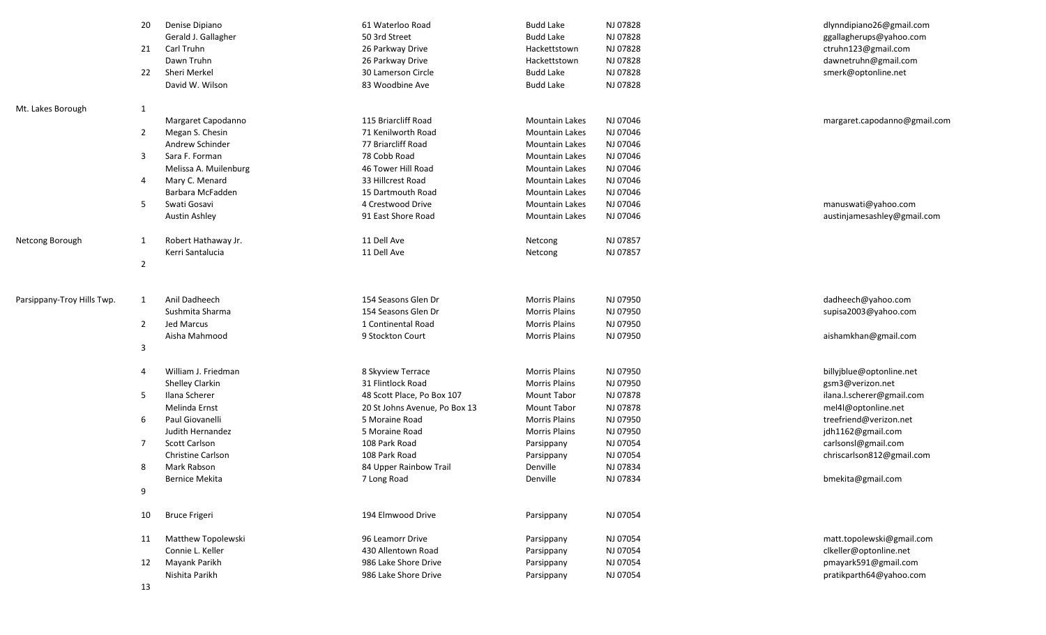| | | | | | | |
|---|---|---|---|---|---|---|
| | 20 | Denise Dipiano | 61 Waterloo Road | Budd Lake | NJ 07828 | dlynndipiano26@gmail.com |
| | | Gerald J. Gallagher | 50 3rd Street | Budd Lake | NJ 07828 | ggallagherups@yahoo.com |
| | 21 | Carl Truhn | 26 Parkway Drive | Hackettstown | NJ 07828 | ctruhn123@gmail.com |
| | | Dawn Truhn | 26 Parkway Drive | Hackettstown | NJ 07828 | dawnetruhn@gmail.com |
| | 22 | Sheri Merkel | 30 Lamerson Circle | Budd Lake | NJ 07828 | smerk@optonline.net |
| | | David W. Wilson | 83 Woodbine Ave | Budd Lake | NJ 07828 | |
| Mt. Lakes Borough | 1 | | | | | |
| | | Margaret Capodanno | 115 Briarcliff Road | Mountain Lakes | NJ 07046 | margaret.capodanno@gmail.com |
| | 2 | Megan S. Chesin | 71 Kenilworth Road | Mountain Lakes | NJ 07046 | |
| | | Andrew Schinder | 77 Briarcliff Road | Mountain Lakes | NJ 07046 | |
| | 3 | Sara F. Forman | 78 Cobb Road | Mountain Lakes | NJ 07046 | |
| | | Melissa A. Muilenburg | 46 Tower Hill Road | Mountain Lakes | NJ 07046 | |
| | 4 | Mary C. Menard | 33 Hillcrest Road | Mountain Lakes | NJ 07046 | |
| | | Barbara McFadden | 15 Dartmouth Road | Mountain Lakes | NJ 07046 | |
| | 5 | Swati Gosavi | 4 Crestwood Drive | Mountain Lakes | NJ 07046 | manuswati@yahoo.com |
| | | Austin Ashley | 91 East Shore Road | Mountain Lakes | NJ 07046 | austinjamesashley@gmail.com |
| Netcong Borough | 1 | Robert Hathaway Jr. | 11 Dell Ave | Netcong | NJ 07857 | |
| | | Kerri Santalucia | 11 Dell Ave | Netcong | NJ 07857 | |
| | 2 | | | | | |
| Parsippany-Troy Hills Twp. | 1 | Anil Dadheech | 154 Seasons Glen Dr | Morris Plains | NJ 07950 | dadheech@yahoo.com |
| | | Sushmita Sharma | 154 Seasons Glen Dr | Morris Plains | NJ 07950 | supisa2003@yahoo.com |
| | 2 | Jed Marcus | 1 Continental Road | Morris Plains | NJ 07950 | |
| | | Aisha Mahmood | 9 Stockton Court | Morris Plains | NJ 07950 | aishamkhan@gmail.com |
| | 3 | | | | | |
| | 4 | William J. Friedman | 8 Skyview Terrace | Morris Plains | NJ 07950 | billyjblue@optonline.net |
| | | Shelley Clarkin | 31 Flintlock Road | Morris Plains | NJ 07950 | gsm3@verizon.net |
| | 5 | Ilana Scherer | 48 Scott Place, Po Box 107 | Mount Tabor | NJ 07878 | ilana.l.scherer@gmail.com |
| | | Melinda Ernst | 20 St Johns Avenue, Po Box 13 | Mount Tabor | NJ 07878 | mel4l@optonline.net |
| | 6 | Paul Giovanelli | 5 Moraine Road | Morris Plains | NJ 07950 | treefriend@verizon.net |
| | | Judith Hernandez | 5 Moraine Road | Morris Plains | NJ 07950 | jdh1162@gmail.com |
| | 7 | Scott Carlson | 108 Park Road | Parsippany | NJ 07054 | carlsonsl@gmail.com |
| | | Christine Carlson | 108 Park Road | Parsippany | NJ 07054 | chriscarlson812@gmail.com |
| | 8 | Mark Rabson | 84 Upper Rainbow Trail | Denville | NJ 07834 | |
| | | Bernice Mekita | 7 Long Road | Denville | NJ 07834 | bmekita@gmail.com |
| | 9 | | | | | |
| | 10 | Bruce Frigeri | 194 Elmwood Drive | Parsippany | NJ 07054 | |
| | 11 | Matthew Topolewski | 96 Leamorr Drive | Parsippany | NJ 07054 | matt.topolewski@gmail.com |
| | | Connie L. Keller | 430 Allentown Road | Parsippany | NJ 07054 | clkeller@optonline.net |
| | 12 | Mayank Parikh | 986 Lake Shore Drive | Parsippany | NJ 07054 | pmayark591@gmail.com |
| | | Nishita Parikh | 986 Lake Shore Drive | Parsippany | NJ 07054 | pratikparth64@yahoo.com |
| | 13 | | | | | |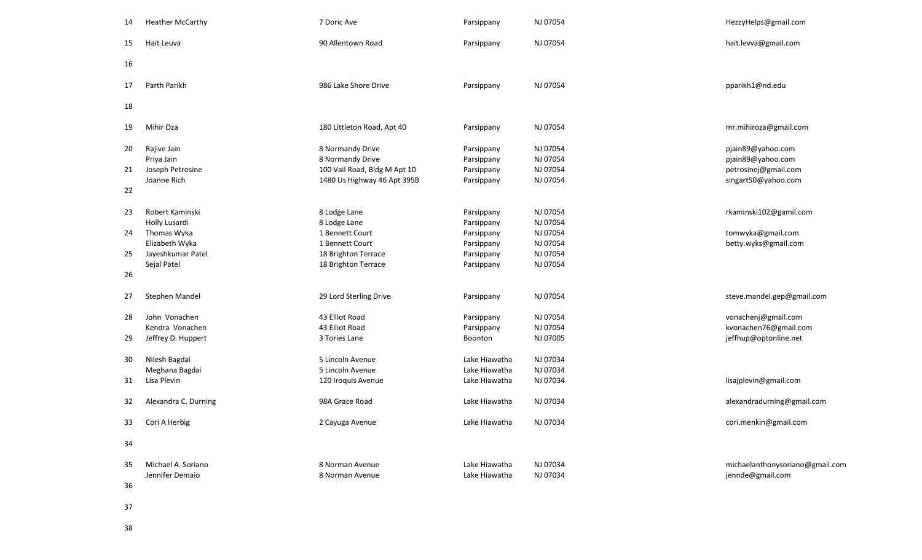| # | Name | Address | City | State/Zip | Email |
|---|---|---|---|---|---|
| 14 | Heather McCarthy | 7 Doric Ave | Parsippany | NJ 07054 | HezzyHelps@gmail.com |
| 15 | Hait Leuva | 90 Allentown Road | Parsippany | NJ 07054 | hait.levva@gmail.com |
| 16 | | | | | |
| 17 | Parth Parikh | 986 Lake Shore Drive | Parsippany | NJ 07054 | pparikh1@nd.edu |
| 18 | | | | | |
| 19 | Mihir Oza | 180 Littleton Road, Apt 40 | Parsippany | NJ 07054 | mr.mihiroza@gmail.com |
| 20 | Rajive Jain | 8 Normandy Drive | Parsippany | NJ 07054 | pjain89@yahoo.com |
| | Priya Jain | 8 Normandy Drive | Parsippany | NJ 07054 | pjain89@yahoo.com |
| 21 | Joseph Petrosine | 100 Vail Road, Bldg M Apt 10 | Parsippany | NJ 07054 | petrosinej@gmail.com |
| | Joanne Rich | 1480 Us Highway 46 Apt 395B | Parsippany | NJ 07054 | singart50@yahoo.com |
| 22 | | | | | |
| 23 | Robert Kaminski | 8 Lodge Lane | Parsippany | NJ 07054 | rkaminski102@gamil.com |
| | Holly Lusardi | 8 Lodge Lane | Parsippany | NJ 07054 | |
| 24 | Thomas Wyka | 1 Bennett Court | Parsippany | NJ 07054 | tomwyka@gmail.com |
| | Elizabeth Wyka | 1 Bennett Court | Parsippany | NJ 07054 | betty.wyks@gmail.com |
| 25 | Jayeshkumar Patel | 18 Brighton Terrace | Parsippany | NJ 07054 | |
| | Sejal Patel | 18 Brighton Terrace | Parsippany | NJ 07054 | |
| 26 | | | | | |
| 27 | Stephen Mandel | 29 Lord Sterling Drive | Parsippany | NJ 07054 | steve.mandel.gep@gmail.com |
| 28 | John Vonachen | 43 Elliot Road | Parsippany | NJ 07054 | vonachenj@gmail.com |
| | Kendra Vonachen | 43 Elliot Road | Parsippany | NJ 07054 | kvonachen76@gmail.com |
| 29 | Jeffrey D. Huppert | 3 Tories Lane | Boonton | NJ 07005 | jeffhup@optonline.net |
| 30 | Nilesh Bagdai | 5 Lincoln Avenue | Lake Hiawatha | NJ 07034 | |
| | Meghana Bagdai | 5 Lincoln Avenue | Lake Hiawatha | NJ 07034 | |
| 31 | Lisa Plevin | 120 Iroquis Avenue | Lake Hiawatha | NJ 07034 | lisajplevin@gmail.com |
| 32 | Alexandra C. Durning | 98A Grace Road | Lake Hiawatha | NJ 07034 | alexandradurning@gmail.com |
| 33 | Cori A Herbig | 2 Cayuga Avenue | Lake Hiawatha | NJ 07034 | cori.menkin@gmail.com |
| 34 | | | | | |
| 35 | Michael A. Soriano | 8 Norman Avenue | Lake Hiawatha | NJ 07034 | michaelanthonysoriano@gmail.com |
| | Jennifer Demaio | 8 Norman Avenue | Lake Hiawatha | NJ 07034 | jennde@gmail.com |
| 36 | | | | | |
| 37 | | | | | |
| 38 | | | | | |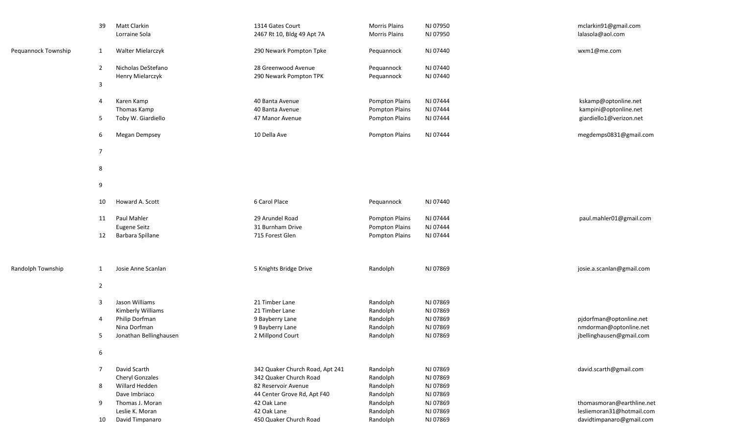| Municipality | District | Name | Address | City | State/Zip | Email |
|---|---|---|---|---|---|---|
| | 39 | Matt Clarkin | 1314 Gates Court | Morris Plains | NJ 07950 | mclarkin91@gmail.com |
| | | Lorraine Sola | 2467 Rt 10, Bldg 49 Apt 7A | Morris Plains | NJ 07950 | lalasola@aol.com |
| Pequannock Township | 1 | Walter Mielarczyk | 290 Newark Pompton Tpke | Pequannock | NJ 07440 | wxm1@me.com |
| | 2 | Nicholas DeStefano | 28 Greenwood Avenue | Pequannock | NJ 07440 | |
| | | Henry Mielarczyk | 290 Newark Pompton TPK | Pequannock | NJ 07440 | |
| | 3 | | | | | |
| | 4 | Karen Kamp | 40 Banta Avenue | Pompton Plains | NJ 07444 | kskamp@optonline.net |
| | | Thomas Kamp | 40 Banta Avenue | Pompton Plains | NJ 07444 | kampini@optonline.net |
| | 5 | Toby W. Giardiello | 47 Manor Avenue | Pompton Plains | NJ 07444 | giardiello1@verizon.net |
| | 6 | Megan Dempsey | 10 Della Ave | Pompton Plains | NJ 07444 | megdemps0831@gmail.com |
| | 7 | | | | | |
| | 8 | | | | | |
| | 9 | | | | | |
| | 10 | Howard A. Scott | 6 Carol Place | Pequannock | NJ 07440 | |
| | 11 | Paul Mahler | 29 Arundel Road | Pompton Plains | NJ 07444 | paul.mahler01@gmail.com |
| | | Eugene Seitz | 31 Burnham Drive | Pompton Plains | NJ 07444 | |
| | 12 | Barbara Spillane | 715 Forest Glen | Pompton Plains | NJ 07444 | |
| Randolph Township | 1 | Josie Anne Scanlan | 5 Knights Bridge Drive | Randolph | NJ 07869 | josie.a.scanlan@gmail.com |
| | 2 | | | | | |
| | 3 | Jason Williams | 21 Timber Lane | Randolph | NJ 07869 | |
| | | Kimberly Williams | 21 Timber Lane | Randolph | NJ 07869 | |
| | 4 | Philip Dorfman | 9 Bayberry Lane | Randolph | NJ 07869 | pjdorfman@optonline.net |
| | | Nina Dorfman | 9 Bayberry Lane | Randolph | NJ 07869 | nmdorman@optonline.net |
| | 5 | Jonathan Bellinghausen | 2 Millpond Court | Randolph | NJ 07869 | jbellinghausen@gmail.com |
| | 6 | | | | | |
| | 7 | David Scarth | 342 Quaker Church Road, Apt 241 | Randolph | NJ 07869 | david.scarth@gmail.com |
| | | Cheryl Gonzales | 342 Quaker Church Road | Randolph | NJ 07869 | |
| | 8 | Willard Hedden | 82 Reservoir Avenue | Randolph | NJ 07869 | |
| | | Dave Imbriaco | 44 Center Grove Rd, Apt F40 | Randolph | NJ 07869 | |
| | 9 | Thomas J. Moran | 42 Oak Lane | Randolph | NJ 07869 | thomasmoran@earthline.net |
| | | Leslie K. Moran | 42 Oak Lane | Randolph | NJ 07869 | lesliemoran31@hotmail.com |
| | 10 | David Timpanaro | 450 Quaker Church Road | Randolph | NJ 07869 | davidtimpanaro@gmail.com |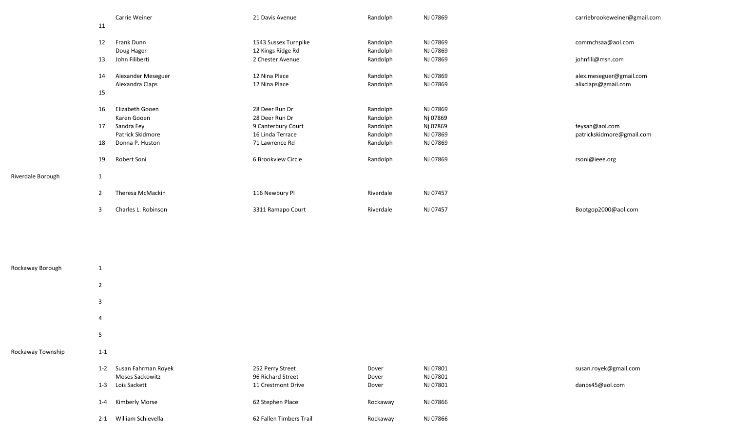| Municipality | District | Name | Address | City | State/Zip | Email |
|---|---|---|---|---|---|---|
| | 11 | Carrie Weiner | 21 Davis Avenue | Randolph | NJ 07869 | carriebrookeweiner@gmail.com |
| | 12 | Frank Dunn | 1543 Sussex Turnpike | Randolph | NJ 07869 | commchsaa@aol.com |
| | | Doug Hager | 12 Kings Ridge Rd | Randolph | NJ 07869 | |
| | 13 | John Filiberti | 2 Chester Avenue | Randolph | NJ 07869 | johnfili@msn.com |
| | 14 | Alexander Meseguer | 12 Nina Place | Randolph | NJ 07869 | alex.meseguer@gmail.com |
| | | Alexandra Claps | 12 Nina Place | Randolph | NJ 07869 | alixclaps@gmail.com |
| | 15 | | | | | |
| | 16 | Elizabeth Gooen | 28 Deer Run Dr | Randolph | NJ 07869 | |
| | | Karen Gooen | 28 Deer Run Dr | Randolph | Nj 07869 | |
| | 17 | Sandra Fey | 9 Canterbury Court | Randolph | Nj 07869 | feysan@aol.com |
| | | Patrick Skidmore | 16 Linda Terrace | Randolph | NJ 07869 | patrickskidmore@gmail.com |
| | 18 | Donna P. Huston | 71 Lawrence Rd | Randolph | NJ 07869 | |
| | 19 | Robert Soni | 6 Brookview Circle | Randolph | NJ 07869 | rsoni@ieee.org |
| Riverdale Borough | 1 | | | | | |
| | 2 | Theresa McMackin | 116 Newbury Pl | Riverdale | NJ 07457 | |
| | 3 | Charles L. Robinson | 3311 Ramapo Court | Riverdale | NJ 07457 | Bootgop2000@aol.com |
| Rockaway Borough | 1 | | | | | |
| | 2 | | | | | |
| | 3 | | | | | |
| | 4 | | | | | |
| | 5 | | | | | |
| Rockaway Township | 1-1 | | | | | |
| | 1-2 | Susan Fahrman Royek | 252 Perry Street | Dover | NJ 07801 | susan.royek@gmail.com |
| | | Moses Sackowitz | 96 Richard Street | Dover | NJ 07801 | |
| | 1-3 | Lois Sackett | 11 Crestmont Drive | Dover | NJ 07801 | danbs45@aol.com |
| | 1-4 | Kimberly Morse | 62 Stephen Place | Rockaway | NJ 07866 | |
| | 2-1 | William Schievella | 62 Fallen Timbers Trail | Rockaway | NJ 07866 | |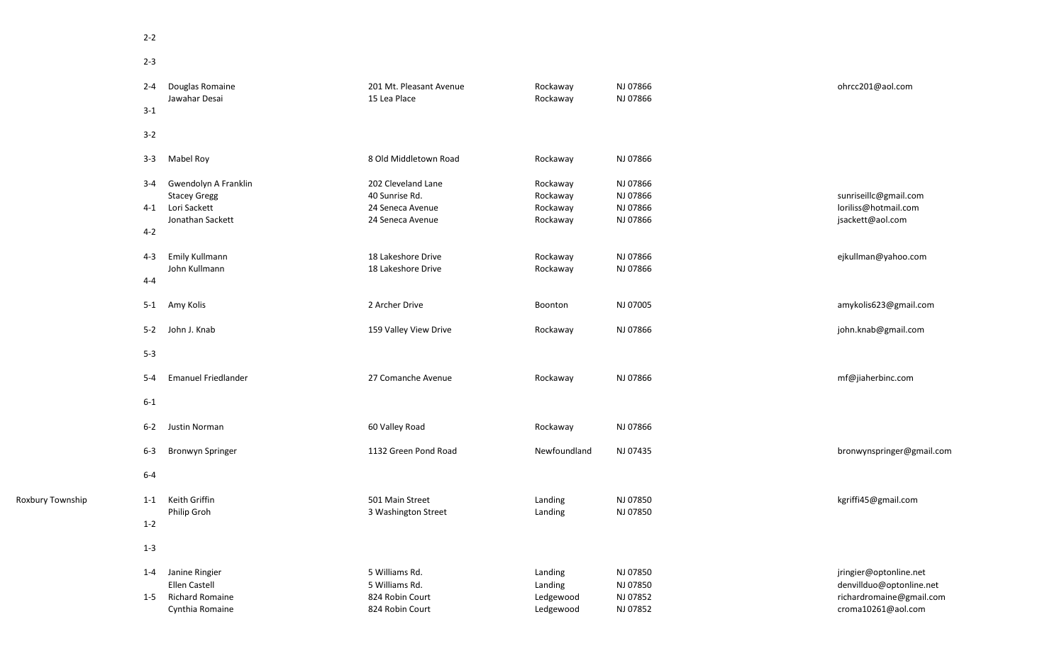| Municipality | District | Name | Address | City | State/Zip | Email |
|---|---|---|---|---|---|---|
| | 2-2 | | | | | |
| | 2-3 | | | | | |
| | 2-4 | Douglas Romaine | 201 Mt. Pleasant Avenue | Rockaway | NJ 07866 | ohrcc201@aol.com |
| | | Jawahar Desai | 15 Lea Place | Rockaway | NJ 07866 | |
| | 3-1 | | | | | |
| | 3-2 | | | | | |
| | 3-3 | Mabel Roy | 8 Old Middletown Road | Rockaway | NJ 07866 | |
| | 3-4 | Gwendolyn A Franklin | 202 Cleveland Lane | Rockaway | NJ 07866 | |
| | | Stacey Gregg | 40 Sunrise Rd. | Rockaway | NJ 07866 | sunriseillc@gmail.com |
| | 4-1 | Lori Sackett | 24 Seneca Avenue | Rockaway | NJ 07866 | loriliss@hotmail.com |
| | | Jonathan Sackett | 24 Seneca Avenue | Rockaway | NJ 07866 | jsackett@aol.com |
| | 4-2 | | | | | |
| | 4-3 | Emily Kullmann | 18 Lakeshore Drive | Rockaway | NJ 07866 | ejkullman@yahoo.com |
| | | John Kullmann | 18 Lakeshore Drive | Rockaway | NJ 07866 | |
| | 4-4 | | | | | |
| | 5-1 | Amy Kolis | 2 Archer Drive | Boonton | NJ 07005 | amykolis623@gmail.com |
| | 5-2 | John J. Knab | 159 Valley View Drive | Rockaway | NJ 07866 | john.knab@gmail.com |
| | 5-3 | | | | | |
| | 5-4 | Emanuel Friedlander | 27 Comanche Avenue | Rockaway | NJ 07866 | mf@jiaherbinc.com |
| | 6-1 | | | | | |
| | 6-2 | Justin Norman | 60 Valley Road | Rockaway | NJ 07866 | |
| | 6-3 | Bronwyn Springer | 1132 Green Pond Road | Newfoundland | NJ 07435 | bronwynspringer@gmail.com |
| | 6-4 | | | | | |
| Roxbury Township | 1-1 | Keith Griffin | 501 Main Street | Landing | NJ 07850 | kgriffi45@gmail.com |
| | | Philip Groh | 3 Washington Street | Landing | NJ 07850 | |
| | 1-2 | | | | | |
| | 1-3 | | | | | |
| | 1-4 | Janine Ringier | 5 Williams Rd. | Landing | NJ 07850 | jringier@optonline.net |
| | | Ellen Castell | 5 Williams Rd. | Landing | NJ 07850 | denvillduo@optonline.net |
| | 1-5 | Richard Romaine | 824 Robin Court | Ledgewood | NJ 07852 | richardromaine@gmail.com |
| | | Cynthia Romaine | 824 Robin Court | Ledgewood | NJ 07852 | croma10261@aol.com |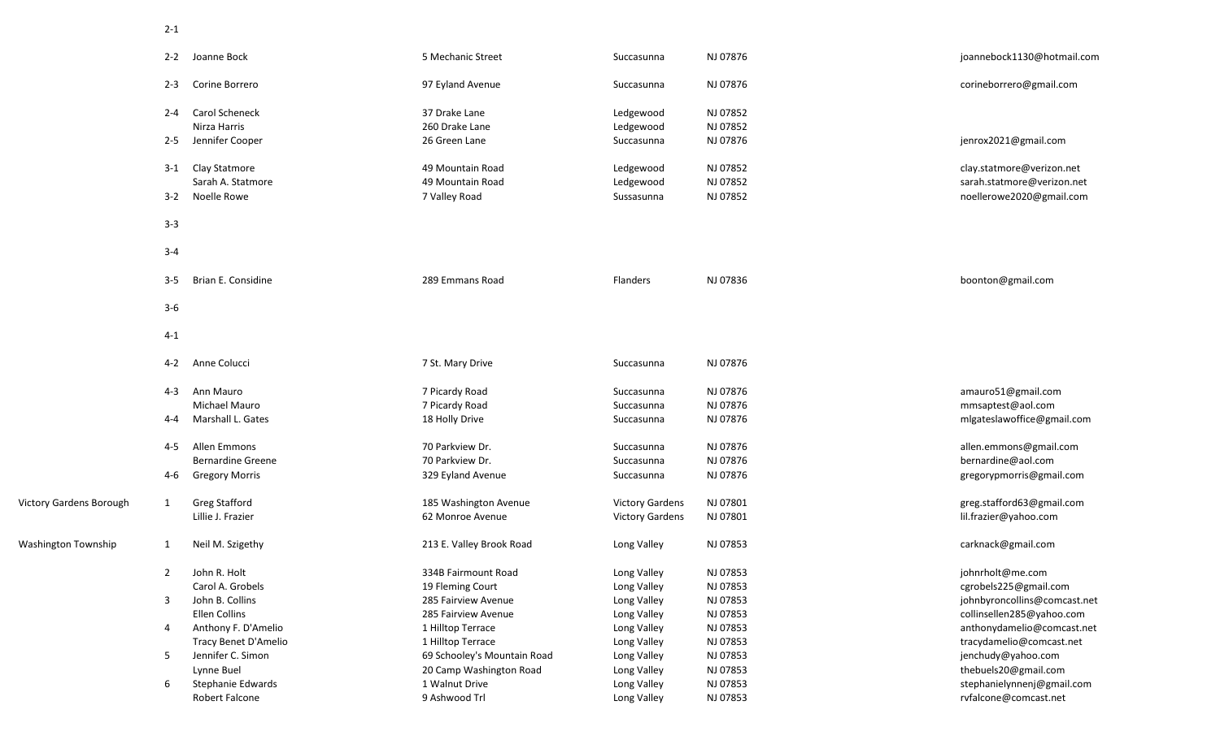| Municipality | District | Name | Address | City | State/Zip | Email |
|---|---|---|---|---|---|---|
| | 2-1 | | | | | |
| | 2-2 | Joanne Bock | 5 Mechanic Street | Succasunna | NJ 07876 | joannebock1130@hotmail.com |
| | 2-3 | Corine Borrero | 97 Eyland Avenue | Succasunna | NJ 07876 | corineborrero@gmail.com |
| | 2-4 | Carol Scheneck | 37 Drake Lane | Ledgewood | NJ 07852 | |
| | | Nirza Harris | 260 Drake Lane | Ledgewood | NJ 07852 | |
| | 2-5 | Jennifer Cooper | 26 Green Lane | Succasunna | NJ 07876 | jenrox2021@gmail.com |
| | 3-1 | Clay Statmore | 49 Mountain Road | Ledgewood | NJ 07852 | clay.statmore@verizon.net |
| | | Sarah A. Statmore | 49 Mountain Road | Ledgewood | NJ 07852 | sarah.statmore@verizon.net |
| | 3-2 | Noelle Rowe | 7 Valley Road | Sussasunna | NJ 07852 | noellerowe2020@gmail.com |
| | 3-3 | | | | | |
| | 3-4 | | | | | |
| | 3-5 | Brian E. Considine | 289 Emmans Road | Flanders | NJ 07836 | boonton@gmail.com |
| | 3-6 | | | | | |
| | 4-1 | | | | | |
| | 4-2 | Anne Colucci | 7 St. Mary Drive | Succasunna | NJ 07876 | |
| | 4-3 | Ann Mauro | 7 Picardy Road | Succasunna | NJ 07876 | amauro51@gmail.com |
| | | Michael Mauro | 7 Picardy Road | Succasunna | NJ 07876 | mmsaptest@aol.com |
| | 4-4 | Marshall L. Gates | 18 Holly Drive | Succasunna | NJ 07876 | mlgateslawoffice@gmail.com |
| | 4-5 | Allen Emmons | 70 Parkview Dr. | Succasunna | NJ 07876 | allen.emmons@gmail.com |
| | | Bernardine Greene | 70 Parkview Dr. | Succasunna | NJ 07876 | bernardine@aol.com |
| | 4-6 | Gregory Morris | 329 Eyland Avenue | Succasunna | NJ 07876 | gregorypmorris@gmail.com |
| Victory Gardens Borough | 1 | Greg Stafford | 185 Washington Avenue | Victory Gardens | NJ 07801 | greg.stafford63@gmail.com |
| | | Lillie J. Frazier | 62 Monroe Avenue | Victory Gardens | NJ 07801 | lil.frazier@yahoo.com |
| Washington Township | 1 | Neil M. Szigethy | 213 E. Valley Brook Road | Long Valley | NJ 07853 | carknack@gmail.com |
| | 2 | John R. Holt | 334B Fairmount Road | Long Valley | NJ 07853 | johnrholt@me.com |
| | | Carol A. Grobels | 19 Fleming Court | Long Valley | NJ 07853 | cgrobels225@gmail.com |
| | 3 | John B. Collins | 285 Fairview Avenue | Long Valley | NJ 07853 | johnbyroncollins@comcast.net |
| | | Ellen Collins | 285 Fairview Avenue | Long Valley | NJ 07853 | collinsellen285@yahoo.com |
| | 4 | Anthony F. D'Amelio | 1 Hilltop Terrace | Long Valley | NJ 07853 | anthonydamelio@comcast.net |
| | | Tracy Benet D'Amelio | 1 Hilltop Terrace | Long Valley | NJ 07853 | tracydamelio@comcast.net |
| | 5 | Jennifer C. Simon | 69 Schooley's Mountain Road | Long Valley | NJ 07853 | jenchudy@yahoo.com |
| | | Lynne Buel | 20 Camp Washington Road | Long Valley | NJ 07853 | thebuels20@gmail.com |
| | 6 | Stephanie Edwards | 1 Walnut Drive | Long Valley | NJ 07853 | stephanielynnenj@gmail.com |
| | | Robert Falcone | 9 Ashwood Trl | Long Valley | NJ 07853 | rvfalcone@comcast.net |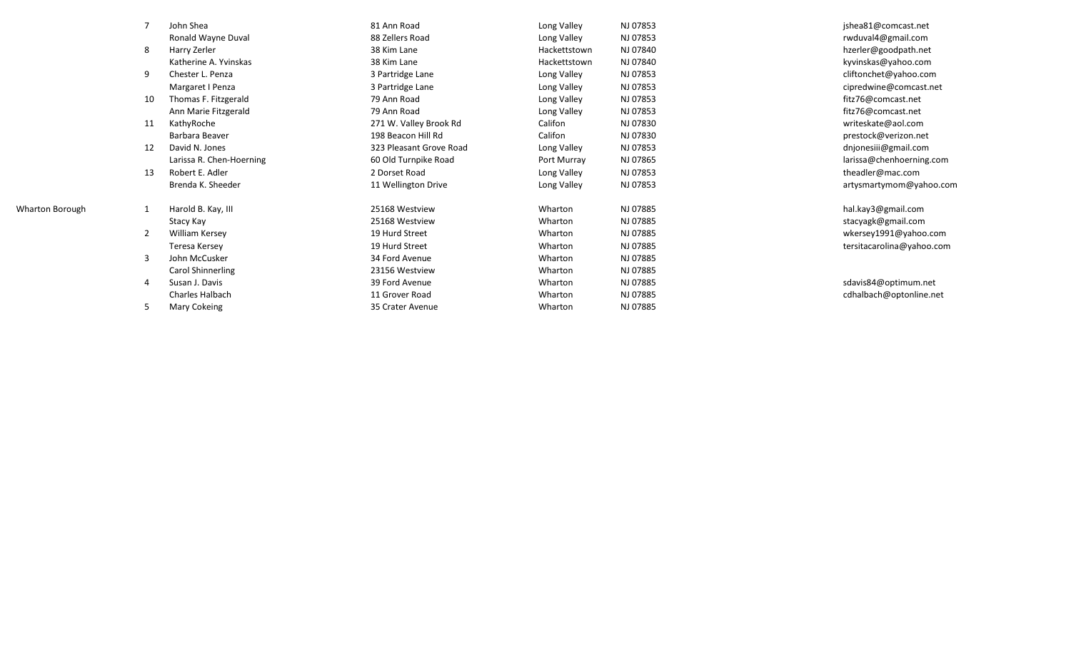| | | | | | | |
|---|---|---|---|---|---|---|
| | 7 | John Shea | 81 Ann Road | Long Valley | NJ 07853 | jshea81@comcast.net |
| | | Ronald Wayne Duval | 88 Zellers Road | Long Valley | NJ 07853 | rwduval4@gmail.com |
| | 8 | Harry Zerler | 38 Kim Lane | Hackettstown | NJ 07840 | hzerler@goodpath.net |
| | | Katherine A. Yvinskas | 38 Kim Lane | Hackettstown | NJ 07840 | kyvinskas@yahoo.com |
| | 9 | Chester L. Penza | 3 Partridge Lane | Long Valley | NJ 07853 | cliftonchet@yahoo.com |
| | | Margaret I Penza | 3 Partridge Lane | Long Valley | NJ 07853 | cipredwine@comcast.net |
| | 10 | Thomas F. Fitzgerald | 79 Ann Road | Long Valley | NJ 07853 | fitz76@comcast.net |
| | | Ann Marie Fitzgerald | 79 Ann Road | Long Valley | NJ 07853 | fitz76@comcast.net |
| | 11 | KathyRoche | 271 W. Valley Brook Rd | Califon | NJ 07830 | writeskate@aol.com |
| | | Barbara Beaver | 198 Beacon Hill Rd | Califon | NJ 07830 | prestock@verizon.net |
| | 12 | David N. Jones | 323 Pleasant Grove Road | Long Valley | NJ 07853 | dnjonesiii@gmail.com |
| | | Larissa R. Chen-Hoerning | 60 Old Turnpike Road | Port Murray | NJ 07865 | larissa@chenhoerning.com |
| | 13 | Robert E. Adler | 2 Dorset Road | Long Valley | NJ 07853 | theadler@mac.com |
| | | Brenda K. Sheeder | 11 Wellington Drive | Long Valley | NJ 07853 | artysmartymom@yahoo.com |
| Wharton Borough | 1 | Harold B. Kay, III | 25168 Westview | Wharton | NJ 07885 | hal.kay3@gmail.com |
| | | Stacy Kay | 25168 Westview | Wharton | NJ 07885 | stacyagk@gmail.com |
| | 2 | William Kersey | 19 Hurd Street | Wharton | NJ 07885 | wkersey1991@yahoo.com |
| | | Teresa Kersey | 19 Hurd Street | Wharton | NJ 07885 | tersitacarolina@yahoo.com |
| | 3 | John McCusker | 34 Ford Avenue | Wharton | NJ 07885 | |
| | | Carol Shinnerling | 23156 Westview | Wharton | NJ 07885 | |
| | 4 | Susan J. Davis | 39 Ford Avenue | Wharton | NJ 07885 | sdavis84@optimum.net |
| | | Charles Halbach | 11 Grover Road | Wharton | NJ 07885 | cdhalbach@optonline.net |
| | 5 | Mary Cokeing | 35 Crater Avenue | Wharton | NJ 07885 | |